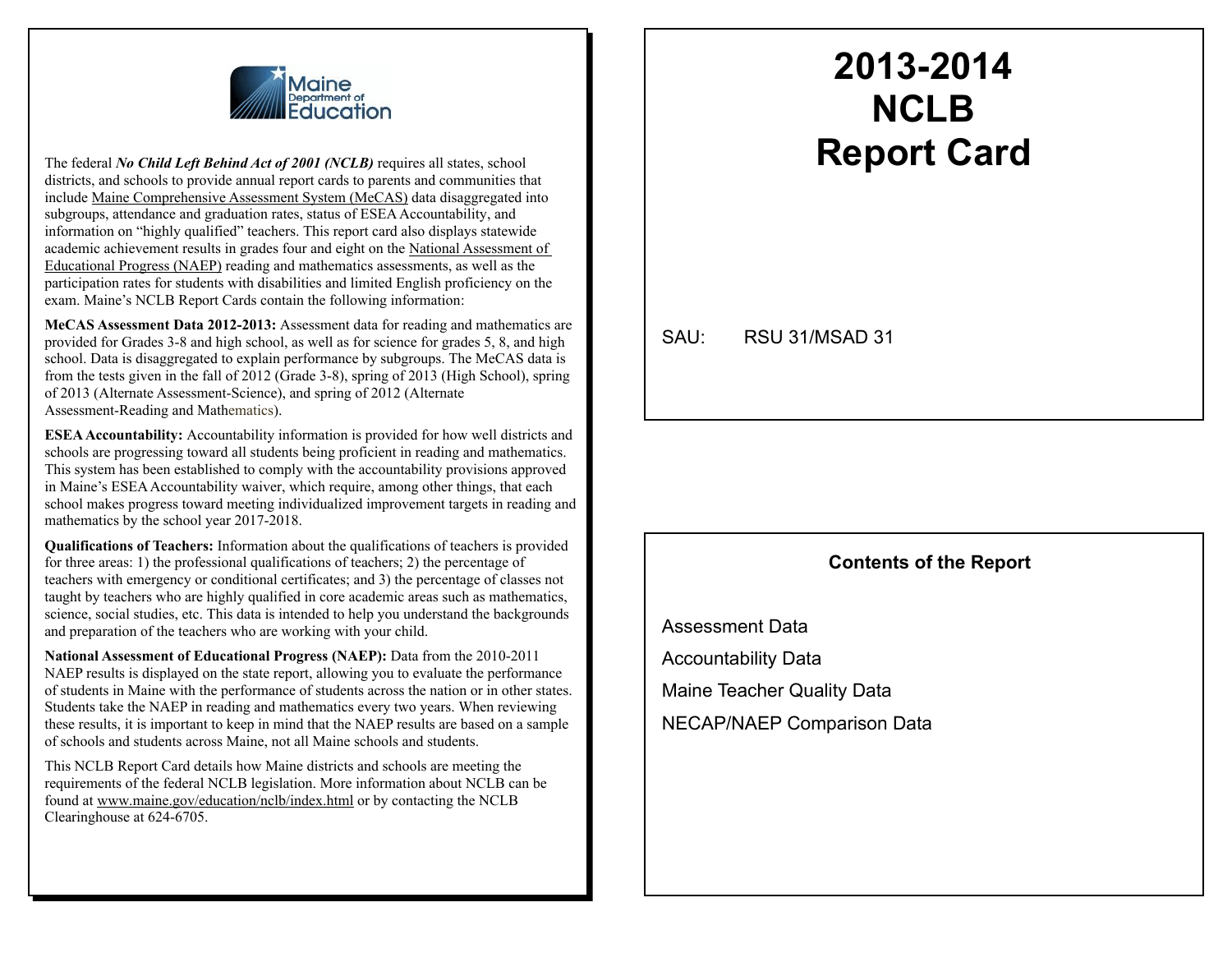Maine Department of Education

The federal ***No Child Left Behind Act of 2001 (NCLB)*** requires all states, school districts, and schools to provide annual report cards to parents and communities that include Maine Comprehensive Assessment System (MeCAS) data disaggregated into subgroups, attendance and graduation rates, status of ESEA Accountability, and information on "highly qualified" teachers. This report card also displays statewide academic achievement results in grades four and eight on the National Assessment of Educational Progress (NAEP) reading and mathematics assessments, as well as the participation rates for students with disabilities and limited English proficiency on the exam. Maine's NCLB Report Cards contain the following information:

**MeCAS Assessment Data 2012-2013:** Assessment data for reading and mathematics are provided for Grades 3-8 and high school, as well as for science for grades 5, 8, and high school. Data is disaggregated to explain performance by subgroups. The MeCAS data is from the tests given in the fall of 2012 (Grade 3-8), spring of 2013 (High School), spring of 2013 (Alternate Assessment-Science), and spring of 2012 (Alternate Assessment-Reading and Mathematics).

**ESEA Accountability:** Accountability information is provided for how well districts and schools are progressing toward all students being proficient in reading and mathematics. This system has been established to comply with the accountability provisions approved in Maine's ESEA Accountability waiver, which require, among other things, that each school makes progress toward meeting individualized improvement targets in reading and mathematics by the school year 2017-2018.

**Qualifications of Teachers:** Information about the qualifications of teachers is provided for three areas: 1) the professional qualifications of teachers; 2) the percentage of teachers with emergency or conditional certificates; and 3) the percentage of classes not taught by teachers who are highly qualified in core academic areas such as mathematics, science, social studies, etc. This data is intended to help you understand the backgrounds and preparation of the teachers who are working with your child.

**National Assessment of Educational Progress (NAEP):** Data from the 2010-2011 NAEP results is displayed on the state report, allowing you to evaluate the performance of students in Maine with the performance of students across the nation or in other states. Students take the NAEP in reading and mathematics every two years. When reviewing these results, it is important to keep in mind that the NAEP results are based on a sample of schools and students across Maine, not all Maine schools and students.

This NCLB Report Card details how Maine districts and schools are meeting the requirements of the federal NCLB legislation. More information about NCLB can be found at www.maine.gov/education/nclb/index.html or by contacting the NCLB Clearinghouse at 624-6705.

# 2013-2014 NCLB Report Card

SAU: RSU 31/MSAD 31

**Contents of the Report**

Assessment Data

Accountability Data

Maine Teacher Quality Data

NECAP/NAEP Comparison Data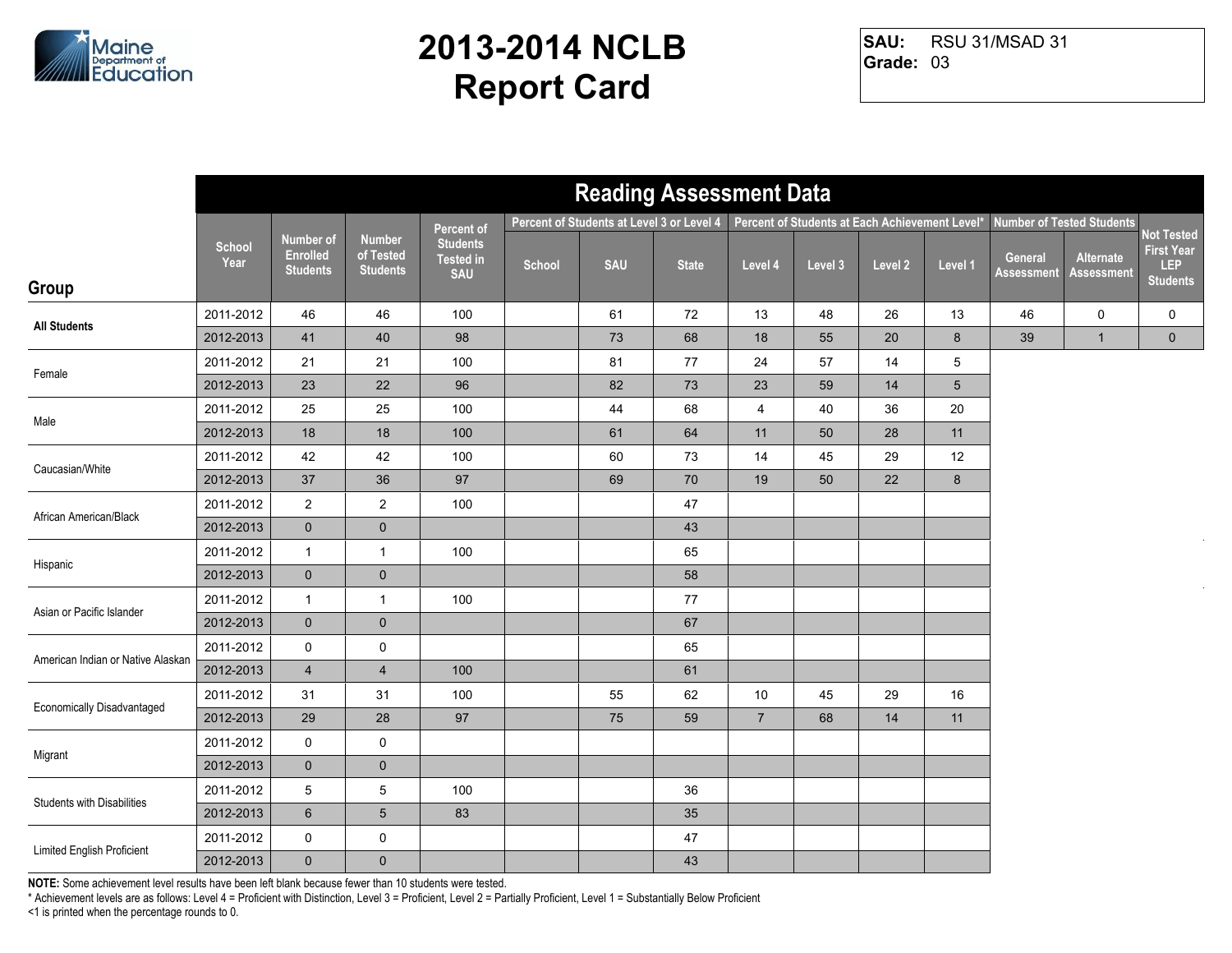# 2013-2014 NCLB Report Card

**SAU:** RSU 31/MSAD 31
**Grade:** 03

## Reading Assessment Data

| Group | School Year | Number of Enrolled Students | Number of Tested Students | Percent of Students Tested in SAU | Percent of Students at Level 3 or Level 4 | | | Percent of Students at Each Achievement Level* | | | | Number of Tested Students | | Not Tested First Year LEP Students |
|---|---|---|---|---|---|---|---|---|---|---|---|---|---|---|
| | | | | | School | SAU | State | Level 4 | Level 3 | Level 2 | Level 1 | General Assessment | Alternate Assessment | |
| All Students | 2011-2012 | 46 | 46 | 100 | | 61 | 72 | 13 | 48 | 26 | 13 | 46 | 0 | 0 |
| | 2012-2013 | 41 | 40 | 98 | | 73 | 68 | 18 | 55 | 20 | 8 | 39 | 1 | 0 |
| Female | 2011-2012 | 21 | 21 | 100 | | 81 | 77 | 24 | 57 | 14 | 5 | | | |
| | 2012-2013 | 23 | 22 | 96 | | 82 | 73 | 23 | 59 | 14 | 5 | | | |
| Male | 2011-2012 | 25 | 25 | 100 | | 44 | 68 | 4 | 40 | 36 | 20 | | | |
| | 2012-2013 | 18 | 18 | 100 | | 61 | 64 | 11 | 50 | 28 | 11 | | | |
| Caucasian/White | 2011-2012 | 42 | 42 | 100 | | 60 | 73 | 14 | 45 | 29 | 12 | | | |
| | 2012-2013 | 37 | 36 | 97 | | 69 | 70 | 19 | 50 | 22 | 8 | | | |
| African American/Black | 2011-2012 | 2 | 2 | 100 | | | 47 | | | | | | | |
| | 2012-2013 | 0 | 0 | | | | 43 | | | | | | | |
| Hispanic | 2011-2012 | 1 | 1 | 100 | | | 65 | | | | | | | |
| | 2012-2013 | 0 | 0 | | | | 58 | | | | | | | |
| Asian or Pacific Islander | 2011-2012 | 1 | 1 | 100 | | | 77 | | | | | | | |
| | 2012-2013 | 0 | 0 | | | | 67 | | | | | | | |
| American Indian or Native Alaskan | 2011-2012 | 0 | 0 | | | | 65 | | | | | | | |
| | 2012-2013 | 4 | 4 | 100 | | | 61 | | | | | | | |
| Economically Disadvantaged | 2011-2012 | 31 | 31 | 100 | | 55 | 62 | 10 | 45 | 29 | 16 | | | |
| | 2012-2013 | 29 | 28 | 97 | | 75 | 59 | 7 | 68 | 14 | 11 | | | |
| Migrant | 2011-2012 | 0 | 0 | | | | | | | | | | | |
| | 2012-2013 | 0 | 0 | | | | | | | | | | | |
| Students with Disabilities | 2011-2012 | 5 | 5 | 100 | | | 36 | | | | | | | |
| | 2012-2013 | 6 | 5 | 83 | | | 35 | | | | | | | |
| Limited English Proficient | 2011-2012 | 0 | 0 | | | | 47 | | | | | | | |
| | 2012-2013 | 0 | 0 | | | | 43 | | | | | | | |

**NOTE:** Some achievement level results have been left blank because fewer than 10 students were tested.

* Achievement levels are as follows: Level 4 = Proficient with Distinction, Level 3 = Proficient, Level 2 = Partially Proficient, Level 1 = Substantially Below Proficient

<1 is printed when the percentage rounds to 0.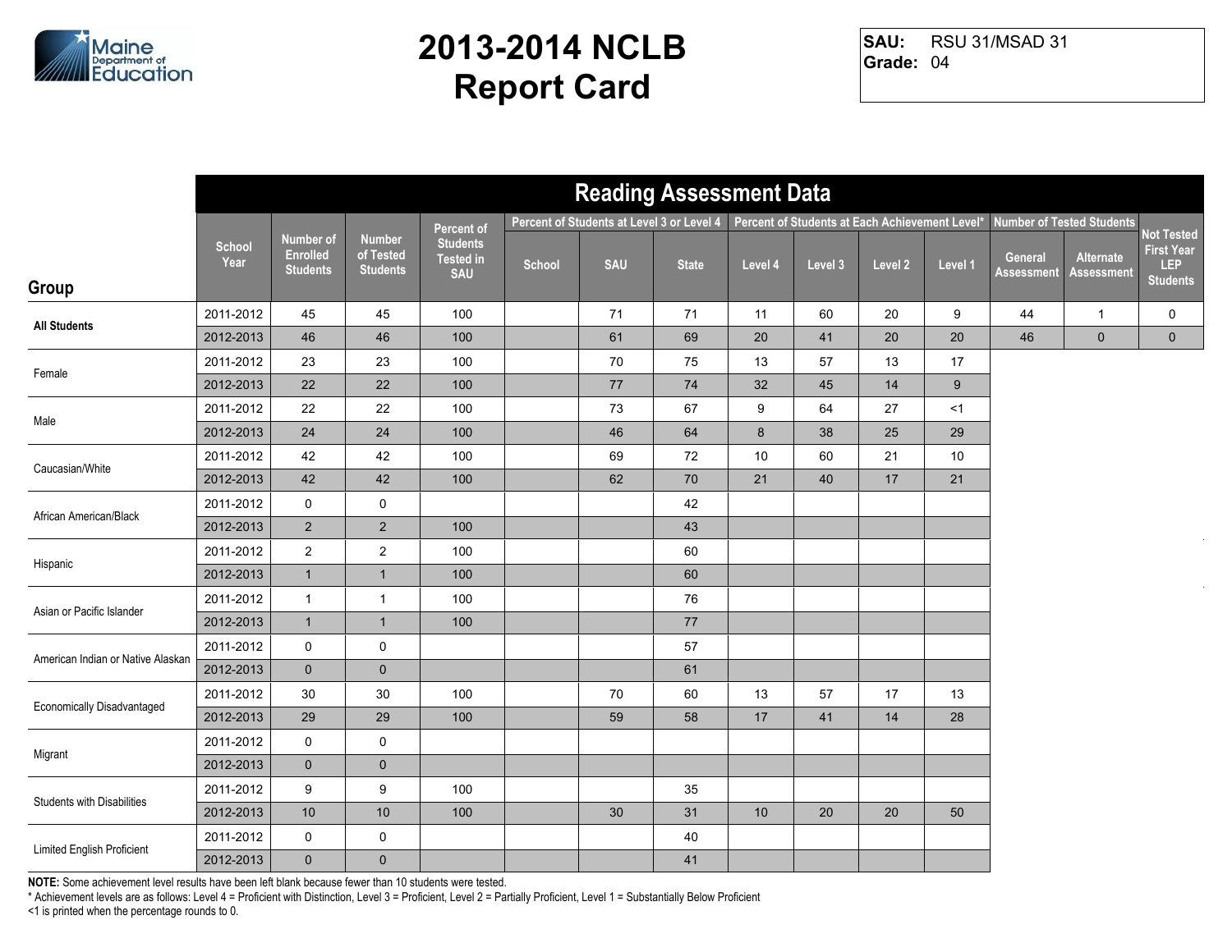# 2013-2014 NCLB Report Card

**SAU:** RSU 31/MSAD 31
**Grade:** 04

## Reading Assessment Data

| Group | School Year | Number of Enrolled Students | Number of Tested Students | Percent of Students Tested in SAU | Percent of Students at Level 3 or Level 4 | | | Percent of Students at Each Achievement Level* | | | | Number of Tested Students | | Not Tested First Year LEP Students |
|---|---|---|---|---|---|---|---|---|---|---|---|---|---|---|
| | | | | | School | SAU | State | Level 4 | Level 3 | Level 2 | Level 1 | General Assessment | Alternate Assessment | |
| All Students | 2011-2012 | 45 | 45 | 100 | | 71 | 71 | 11 | 60 | 20 | 9 | 44 | 1 | 0 |
| | 2012-2013 | 46 | 46 | 100 | | 61 | 69 | 20 | 41 | 20 | 20 | 46 | 0 | 0 |
| Female | 2011-2012 | 23 | 23 | 100 | | 70 | 75 | 13 | 57 | 13 | 17 | | | |
| | 2012-2013 | 22 | 22 | 100 | | 77 | 74 | 32 | 45 | 14 | 9 | | | |
| Male | 2011-2012 | 22 | 22 | 100 | | 73 | 67 | 9 | 64 | 27 | <1 | | | |
| | 2012-2013 | 24 | 24 | 100 | | 46 | 64 | 8 | 38 | 25 | 29 | | | |
| Caucasian/White | 2011-2012 | 42 | 42 | 100 | | 69 | 72 | 10 | 60 | 21 | 10 | | | |
| | 2012-2013 | 42 | 42 | 100 | | 62 | 70 | 21 | 40 | 17 | 21 | | | |
| African American/Black | 2011-2012 | 0 | 0 | | | | 42 | | | | | | | |
| | 2012-2013 | 2 | 2 | 100 | | | 43 | | | | | | | |
| Hispanic | 2011-2012 | 2 | 2 | 100 | | | 60 | | | | | | | |
| | 2012-2013 | 1 | 1 | 100 | | | 60 | | | | | | | |
| Asian or Pacific Islander | 2011-2012 | 1 | 1 | 100 | | | 76 | | | | | | | |
| | 2012-2013 | 1 | 1 | 100 | | | 77 | | | | | | | |
| American Indian or Native Alaskan | 2011-2012 | 0 | 0 | | | | 57 | | | | | | | |
| | 2012-2013 | 0 | 0 | | | | 61 | | | | | | | |
| Economically Disadvantaged | 2011-2012 | 30 | 30 | 100 | | 70 | 60 | 13 | 57 | 17 | 13 | | | |
| | 2012-2013 | 29 | 29 | 100 | | 59 | 58 | 17 | 41 | 14 | 28 | | | |
| Migrant | 2011-2012 | 0 | 0 | | | | | | | | | | | |
| | 2012-2013 | 0 | 0 | | | | | | | | | | | |
| Students with Disabilities | 2011-2012 | 9 | 9 | 100 | | | 35 | | | | | | | |
| | 2012-2013 | 10 | 10 | 100 | | 30 | 31 | 10 | 20 | 20 | 50 | | | |
| Limited English Proficient | 2011-2012 | 0 | 0 | | | | 40 | | | | | | | |
| | 2012-2013 | 0 | 0 | | | | 41 | | | | | | | |

**NOTE:** Some achievement level results have been left blank because fewer than 10 students were tested.

* Achievement levels are as follows: Level 4 = Proficient with Distinction, Level 3 = Proficient, Level 2 = Partially Proficient, Level 1 = Substantially Below Proficient

<1 is printed when the percentage rounds to 0.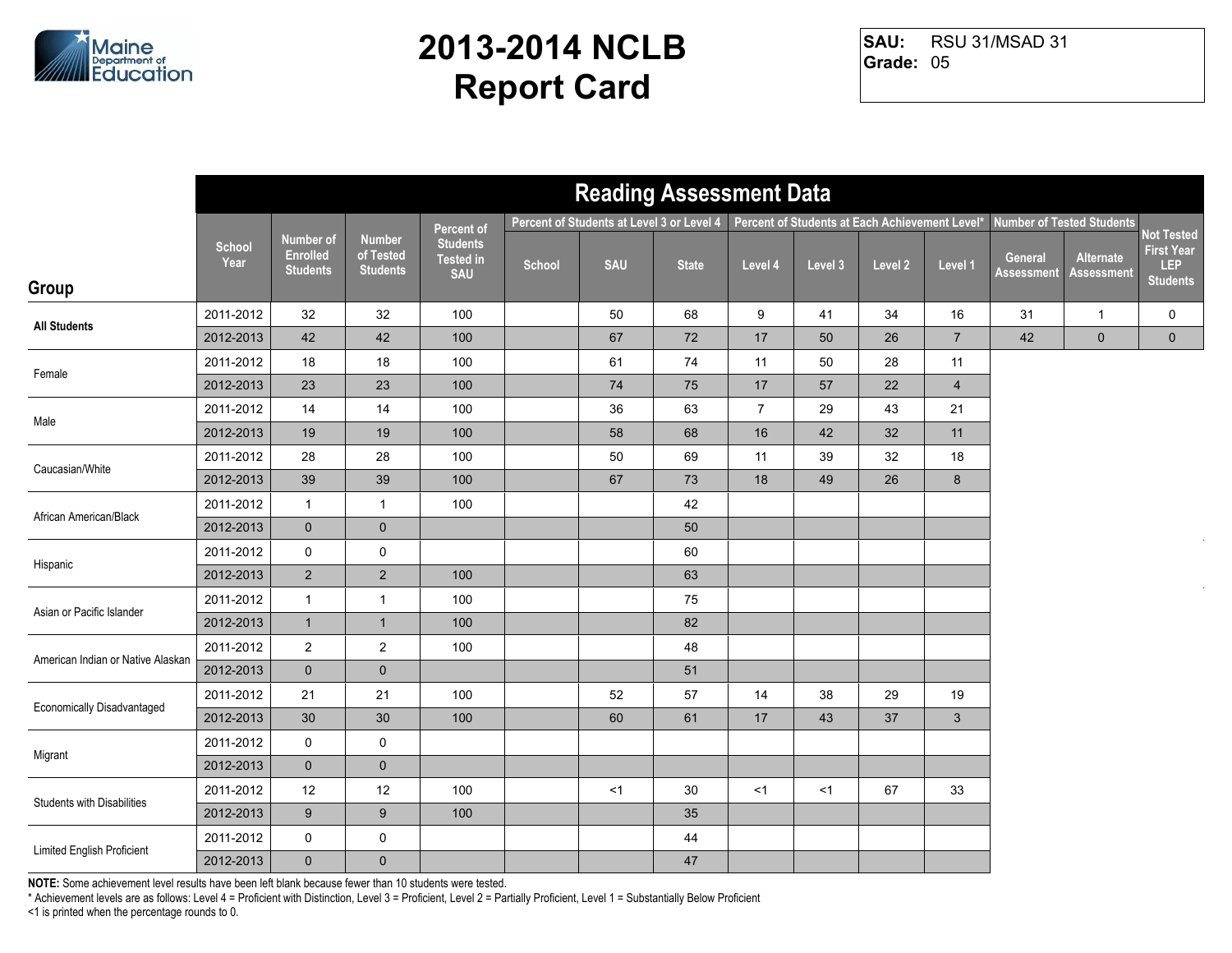# 2013-2014 NCLB Report Card

**SAU:** RSU 31/MSAD 31
**Grade:** 05

## Reading Assessment Data

| Group | School Year | Number of Enrolled Students | Number of Tested Students | Percent of Students Tested in SAU | Percent of Students at Level 3 or Level 4 | | | Percent of Students at Each Achievement Level* | | | | Number of Tested Students | | Not Tested First Year LEP Students |
|---|---|---|---|---|---|---|---|---|---|---|---|---|---|---|
| | | | | | School | SAU | State | Level 4 | Level 3 | Level 2 | Level 1 | General Assessment | Alternate Assessment | |
| **All Students** | 2011-2012 | 32 | 32 | 100 | | 50 | 68 | 9 | 41 | 34 | 16 | 31 | 1 | 0 |
| | 2012-2013 | 42 | 42 | 100 | | 67 | 72 | 17 | 50 | 26 | 7 | 42 | 0 | 0 |
| Female | 2011-2012 | 18 | 18 | 100 | | 61 | 74 | 11 | 50 | 28 | 11 | | | |
| | 2012-2013 | 23 | 23 | 100 | | 74 | 75 | 17 | 57 | 22 | 4 | | | |
| Male | 2011-2012 | 14 | 14 | 100 | | 36 | 63 | 7 | 29 | 43 | 21 | | | |
| | 2012-2013 | 19 | 19 | 100 | | 58 | 68 | 16 | 42 | 32 | 11 | | | |
| Caucasian/White | 2011-2012 | 28 | 28 | 100 | | 50 | 69 | 11 | 39 | 32 | 18 | | | |
| | 2012-2013 | 39 | 39 | 100 | | 67 | 73 | 18 | 49 | 26 | 8 | | | |
| African American/Black | 2011-2012 | 1 | 1 | 100 | | | 42 | | | | | | | |
| | 2012-2013 | 0 | 0 | | | | 50 | | | | | | | |
| Hispanic | 2011-2012 | 0 | 0 | | | | 60 | | | | | | | |
| | 2012-2013 | 2 | 2 | 100 | | | 63 | | | | | | | |
| Asian or Pacific Islander | 2011-2012 | 1 | 1 | 100 | | | 75 | | | | | | | |
| | 2012-2013 | 1 | 1 | 100 | | | 82 | | | | | | | |
| American Indian or Native Alaskan | 2011-2012 | 2 | 2 | 100 | | | 48 | | | | | | | |
| | 2012-2013 | 0 | 0 | | | | 51 | | | | | | | |
| Economically Disadvantaged | 2011-2012 | 21 | 21 | 100 | | 52 | 57 | 14 | 38 | 29 | 19 | | | |
| | 2012-2013 | 30 | 30 | 100 | | 60 | 61 | 17 | 43 | 37 | 3 | | | |
| Migrant | 2011-2012 | 0 | 0 | | | | | | | | | | | |
| | 2012-2013 | 0 | 0 | | | | | | | | | | | |
| Students with Disabilities | 2011-2012 | 12 | 12 | 100 | | <1 | 30 | <1 | <1 | 67 | 33 | | | |
| | 2012-2013 | 9 | 9 | 100 | | | 35 | | | | | | | |
| Limited English Proficient | 2011-2012 | 0 | 0 | | | | 44 | | | | | | | |
| | 2012-2013 | 0 | 0 | | | | 47 | | | | | | | |

**NOTE:** Some achievement level results have been left blank because fewer than 10 students were tested.
* Achievement levels are as follows: Level 4 = Proficient with Distinction, Level 3 = Proficient, Level 2 = Partially Proficient, Level 1 = Substantially Below Proficient
<1 is printed when the percentage rounds to 0.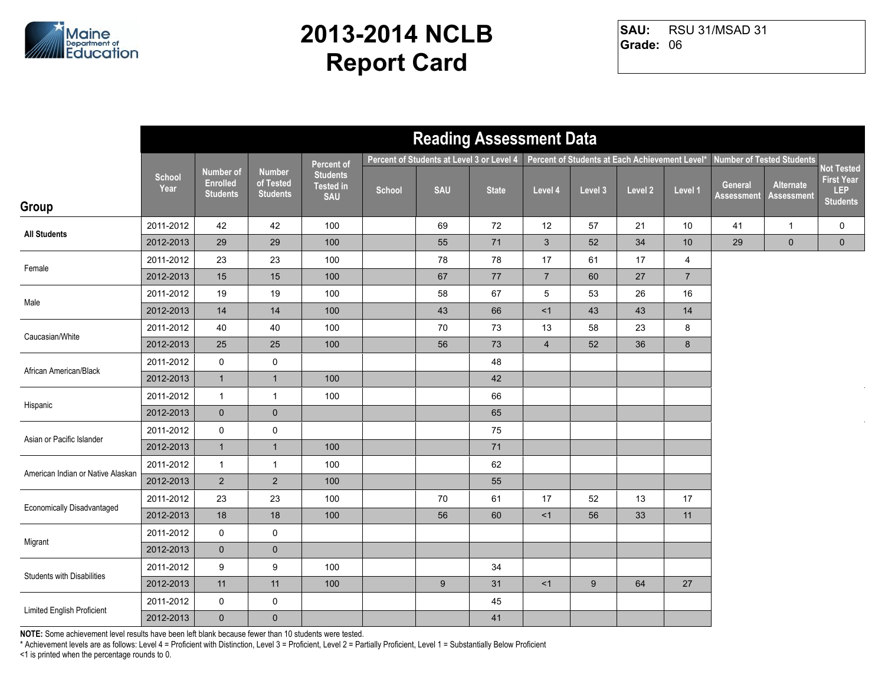# 2013-2014 NCLB Report Card

**SAU:** RSU 31/MSAD 31
**Grade:** 06

## Reading Assessment Data

| Group | School Year | Number of Enrolled Students | Number of Tested Students | Percent of Students Tested in SAU | Percent of Students at Level 3 or Level 4 | | | Percent of Students at Each Achievement Level* | | | | Number of Tested Students | | Not Tested First Year LEP Students |
|---|---|---|---|---|---|---|---|---|---|---|---|---|---|---|
| | | | | | School | SAU | State | Level 4 | Level 3 | Level 2 | Level 1 | General Assessment | Alternate Assessment | |
| **All Students** | 2011-2012 | 42 | 42 | 100 | | 69 | 72 | 12 | 57 | 21 | 10 | 41 | 1 | 0 |
| | 2012-2013 | 29 | 29 | 100 | | 55 | 71 | 3 | 52 | 34 | 10 | 29 | 0 | 0 |
| Female | 2011-2012 | 23 | 23 | 100 | | 78 | 78 | 17 | 61 | 17 | 4 | | | |
| | 2012-2013 | 15 | 15 | 100 | | 67 | 77 | 7 | 60 | 27 | 7 | | | |
| Male | 2011-2012 | 19 | 19 | 100 | | 58 | 67 | 5 | 53 | 26 | 16 | | | |
| | 2012-2013 | 14 | 14 | 100 | | 43 | 66 | <1 | 43 | 43 | 14 | | | |
| Caucasian/White | 2011-2012 | 40 | 40 | 100 | | 70 | 73 | 13 | 58 | 23 | 8 | | | |
| | 2012-2013 | 25 | 25 | 100 | | 56 | 73 | 4 | 52 | 36 | 8 | | | |
| African American/Black | 2011-2012 | 0 | 0 | | | | 48 | | | | | | | |
| | 2012-2013 | 1 | 1 | 100 | | | 42 | | | | | | | |
| Hispanic | 2011-2012 | 1 | 1 | 100 | | | 66 | | | | | | | |
| | 2012-2013 | 0 | 0 | | | | 65 | | | | | | | |
| Asian or Pacific Islander | 2011-2012 | 0 | 0 | | | | 75 | | | | | | | |
| | 2012-2013 | 1 | 1 | 100 | | | 71 | | | | | | | |
| American Indian or Native Alaskan | 2011-2012 | 1 | 1 | 100 | | | 62 | | | | | | | |
| | 2012-2013 | 2 | 2 | 100 | | | 55 | | | | | | | |
| Economically Disadvantaged | 2011-2012 | 23 | 23 | 100 | | 70 | 61 | 17 | 52 | 13 | 17 | | | |
| | 2012-2013 | 18 | 18 | 100 | | 56 | 60 | <1 | 56 | 33 | 11 | | | |
| Migrant | 2011-2012 | 0 | 0 | | | | | | | | | | | |
| | 2012-2013 | 0 | 0 | | | | | | | | | | | |
| Students with Disabilities | 2011-2012 | 9 | 9 | 100 | | | 34 | | | | | | | |
| | 2012-2013 | 11 | 11 | 100 | | 9 | 31 | <1 | 9 | 64 | 27 | | | |
| Limited English Proficient | 2011-2012 | 0 | 0 | | | | 45 | | | | | | | |
| | 2012-2013 | 0 | 0 | | | | 41 | | | | | | | |

**NOTE:** Some achievement level results have been left blank because fewer than 10 students were tested.
* Achievement levels are as follows: Level 4 = Proficient with Distinction, Level 3 = Proficient, Level 2 = Partially Proficient, Level 1 = Substantially Below Proficient
<1 is printed when the percentage rounds to 0.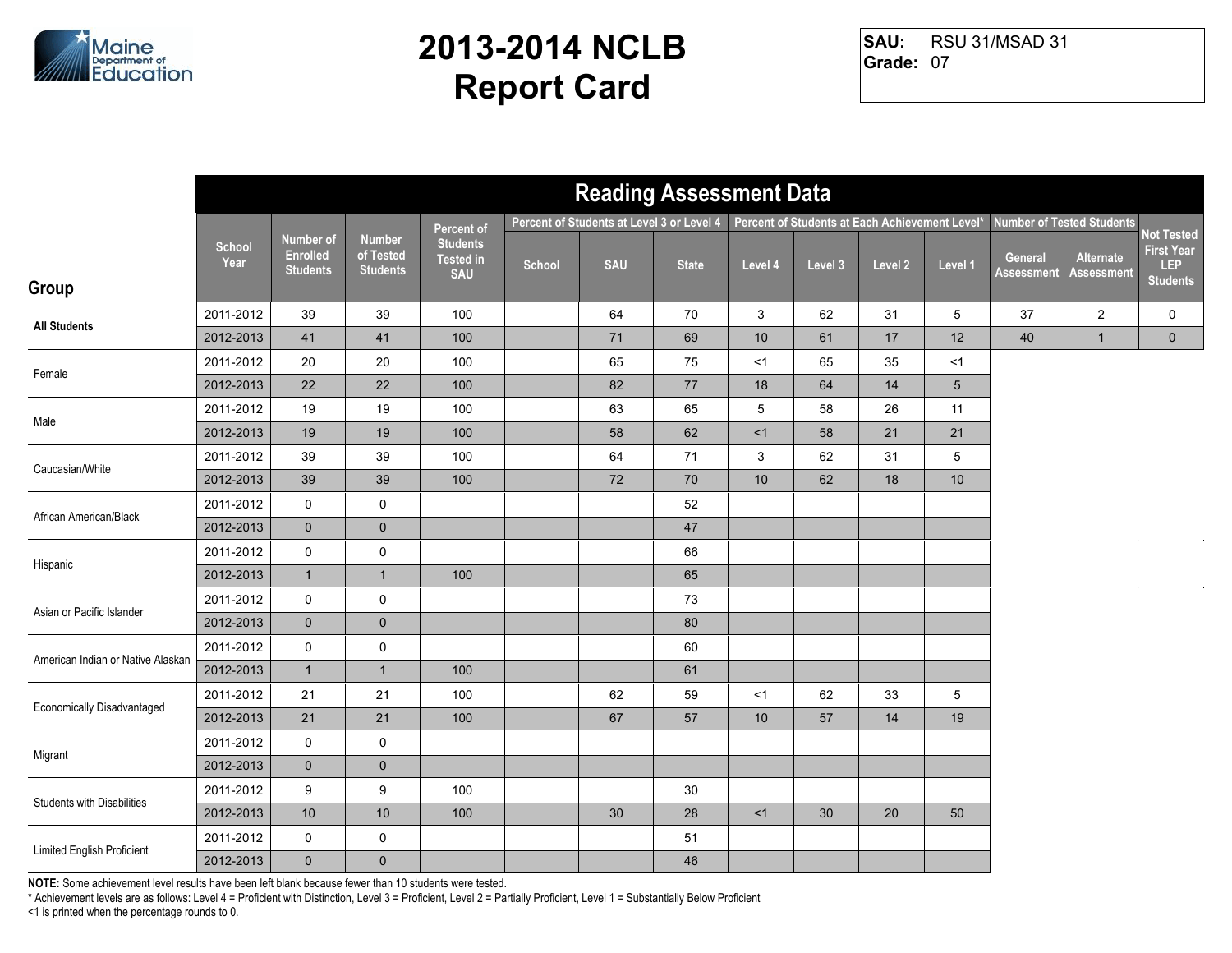# 2013-2014 NCLB Report Card

**SAU:** RSU 31/MSAD 31
**Grade:** 07

## Reading Assessment Data

| Group | School Year | Number of Enrolled Students | Number of Tested Students | Percent of Students Tested in SAU | Percent of Students at Level 3 or Level 4 | | | Percent of Students at Each Achievement Level* | | | | Number of Tested Students | | Not Tested First Year LEP Students |
|---|---|---|---|---|---|---|---|---|---|---|---|---|---|---|
| | | | | | School | SAU | State | Level 4 | Level 3 | Level 2 | Level 1 | General Assessment | Alternate Assessment | |
| **All Students** | 2011-2012 | 39 | 39 | 100 | | 64 | 70 | 3 | 62 | 31 | 5 | 37 | 2 | 0 |
| | 2012-2013 | 41 | 41 | 100 | | 71 | 69 | 10 | 61 | 17 | 12 | 40 | 1 | 0 |
| Female | 2011-2012 | 20 | 20 | 100 | | 65 | 75 | <1 | 65 | 35 | <1 | | | |
| | 2012-2013 | 22 | 22 | 100 | | 82 | 77 | 18 | 64 | 14 | 5 | | | |
| Male | 2011-2012 | 19 | 19 | 100 | | 63 | 65 | 5 | 58 | 26 | 11 | | | |
| | 2012-2013 | 19 | 19 | 100 | | 58 | 62 | <1 | 58 | 21 | 21 | | | |
| Caucasian/White | 2011-2012 | 39 | 39 | 100 | | 64 | 71 | 3 | 62 | 31 | 5 | | | |
| | 2012-2013 | 39 | 39 | 100 | | 72 | 70 | 10 | 62 | 18 | 10 | | | |
| African American/Black | 2011-2012 | 0 | 0 | | | | 52 | | | | | | | |
| | 2012-2013 | 0 | 0 | | | | 47 | | | | | | | |
| Hispanic | 2011-2012 | 0 | 0 | | | | 66 | | | | | | | |
| | 2012-2013 | 1 | 1 | 100 | | | 65 | | | | | | | |
| Asian or Pacific Islander | 2011-2012 | 0 | 0 | | | | 73 | | | | | | | |
| | 2012-2013 | 0 | 0 | | | | 80 | | | | | | | |
| American Indian or Native Alaskan | 2011-2012 | 0 | 0 | | | | 60 | | | | | | | |
| | 2012-2013 | 1 | 1 | 100 | | | 61 | | | | | | | |
| Economically Disadvantaged | 2011-2012 | 21 | 21 | 100 | | 62 | 59 | <1 | 62 | 33 | 5 | | | |
| | 2012-2013 | 21 | 21 | 100 | | 67 | 57 | 10 | 57 | 14 | 19 | | | |
| Migrant | 2011-2012 | 0 | 0 | | | | | | | | | | | |
| | 2012-2013 | 0 | 0 | | | | | | | | | | | |
| Students with Disabilities | 2011-2012 | 9 | 9 | 100 | | | 30 | | | | | | | |
| | 2012-2013 | 10 | 10 | 100 | | 30 | 28 | <1 | 30 | 20 | 50 | | | |
| Limited English Proficient | 2011-2012 | 0 | 0 | | | | 51 | | | | | | | |
| | 2012-2013 | 0 | 0 | | | | 46 | | | | | | | |

**NOTE:** Some achievement level results have been left blank because fewer than 10 students were tested.

* Achievement levels are as follows: Level 4 = Proficient with Distinction, Level 3 = Proficient, Level 2 = Partially Proficient, Level 1 = Substantially Below Proficient

<1 is printed when the percentage rounds to 0.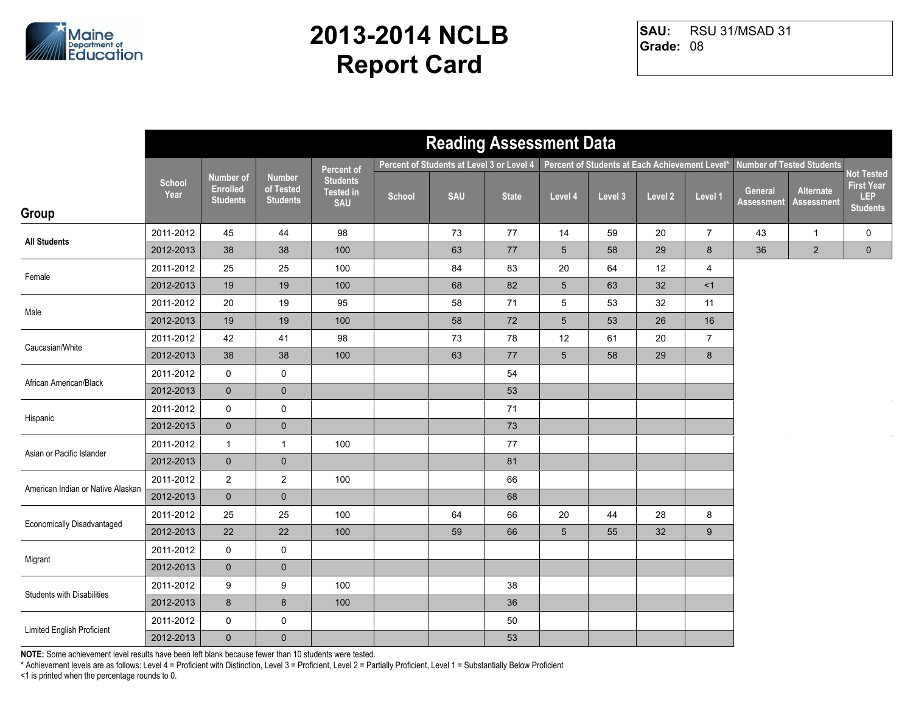# 2013-2014 NCLB Report Card

**SAU:** RSU 31/MSAD 31
**Grade:** 08

## Reading Assessment Data

| Group | School Year | Number of Enrolled Students | Number of Tested Students | Percent of Students Tested in SAU | Percent of Students at Level 3 or Level 4 | | | Percent of Students at Each Achievement Level* | | | | Number of Tested Students | | Not Tested First Year LEP Students |
|---|---|---|---|---|---|---|---|---|---|---|---|---|---|---|
| | | | | | School | SAU | State | Level 4 | Level 3 | Level 2 | Level 1 | General Assessment | Alternate Assessment | |
| **All Students** | 2011-2012 | 45 | 44 | 98 | | 73 | 77 | 14 | 59 | 20 | 7 | 43 | 1 | 0 |
| | 2012-2013 | 38 | 38 | 100 | | 63 | 77 | 5 | 58 | 29 | 8 | 36 | 2 | 0 |
| Female | 2011-2012 | 25 | 25 | 100 | | 84 | 83 | 20 | 64 | 12 | 4 | | | |
| | 2012-2013 | 19 | 19 | 100 | | 68 | 82 | 5 | 63 | 32 | <1 | | | |
| Male | 2011-2012 | 20 | 19 | 95 | | 58 | 71 | 5 | 53 | 32 | 11 | | | |
| | 2012-2013 | 19 | 19 | 100 | | 58 | 72 | 5 | 53 | 26 | 16 | | | |
| Caucasian/White | 2011-2012 | 42 | 41 | 98 | | 73 | 78 | 12 | 61 | 20 | 7 | | | |
| | 2012-2013 | 38 | 38 | 100 | | 63 | 77 | 5 | 58 | 29 | 8 | | | |
| African American/Black | 2011-2012 | 0 | 0 | | | | 54 | | | | | | | |
| | 2012-2013 | 0 | 0 | | | | 53 | | | | | | | |
| Hispanic | 2011-2012 | 0 | 0 | | | | 71 | | | | | | | |
| | 2012-2013 | 0 | 0 | | | | 73 | | | | | | | |
| Asian or Pacific Islander | 2011-2012 | 1 | 1 | 100 | | | 77 | | | | | | | |
| | 2012-2013 | 0 | 0 | | | | 81 | | | | | | | |
| American Indian or Native Alaskan | 2011-2012 | 2 | 2 | 100 | | | 66 | | | | | | | |
| | 2012-2013 | 0 | 0 | | | | 68 | | | | | | | |
| Economically Disadvantaged | 2011-2012 | 25 | 25 | 100 | | 64 | 66 | 20 | 44 | 28 | 8 | | | |
| | 2012-2013 | 22 | 22 | 100 | | 59 | 66 | 5 | 55 | 32 | 9 | | | |
| Migrant | 2011-2012 | 0 | 0 | | | | | | | | | | | |
| | 2012-2013 | 0 | 0 | | | | | | | | | | | |
| Students with Disabilities | 2011-2012 | 9 | 9 | 100 | | | 38 | | | | | | | |
| | 2012-2013 | 8 | 8 | 100 | | | 36 | | | | | | | |
| Limited English Proficient | 2011-2012 | 0 | 0 | | | | 50 | | | | | | | |
| | 2012-2013 | 0 | 0 | | | | 53 | | | | | | | |

**NOTE:** Some achievement level results have been left blank because fewer than 10 students were tested.

* Achievement levels are as follows: Level 4 = Proficient with Distinction, Level 3 = Proficient, Level 2 = Partially Proficient, Level 1 = Substantially Below Proficient

<1 is printed when the percentage rounds to 0.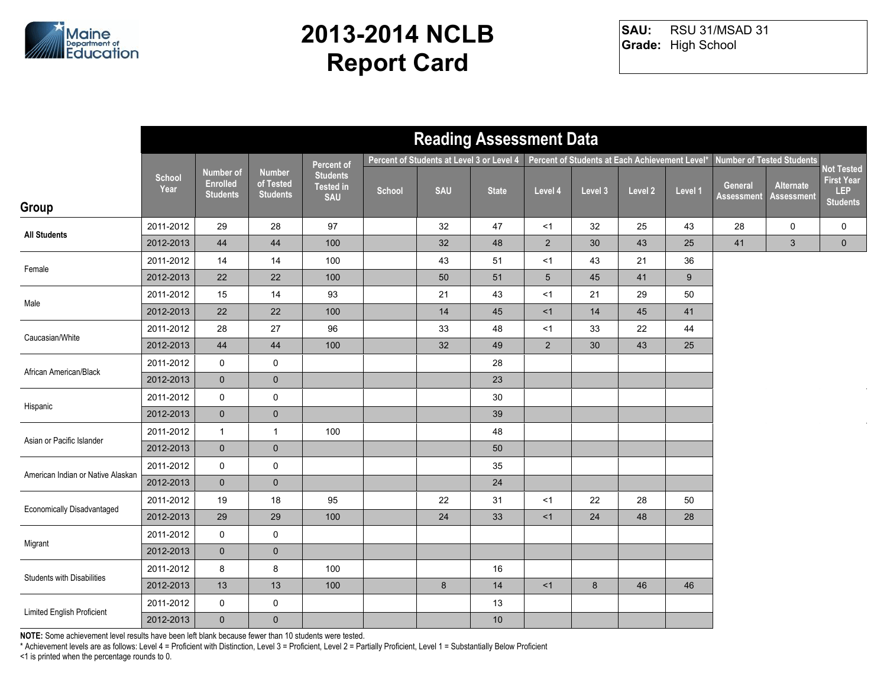# 2013-2014 NCLB Report Card

**SAU:** RSU 31/MSAD 31
**Grade:** High School

## Reading Assessment Data

| Group | School Year | Number of Enrolled Students | Number of Tested Students | Percent of Students Tested in SAU | Percent of Students at Level 3 or Level 4 | | | Percent of Students at Each Achievement Level* | | | | Number of Tested Students | | Not Tested First Year LEP Students |
|---|---|---|---|---|---|---|---|---|---|---|---|---|---|---|
| | | | | | School | SAU | State | Level 4 | Level 3 | Level 2 | Level 1 | General Assessment | Alternate Assessment | |
| All Students | 2011-2012 | 29 | 28 | 97 | | 32 | 47 | <1 | 32 | 25 | 43 | 28 | 0 | 0 |
| | 2012-2013 | 44 | 44 | 100 | | 32 | 48 | 2 | 30 | 43 | 25 | 41 | 3 | 0 |
| Female | 2011-2012 | 14 | 14 | 100 | | 43 | 51 | <1 | 43 | 21 | 36 | | | |
| | 2012-2013 | 22 | 22 | 100 | | 50 | 51 | 5 | 45 | 41 | 9 | | | |
| Male | 2011-2012 | 15 | 14 | 93 | | 21 | 43 | <1 | 21 | 29 | 50 | | | |
| | 2012-2013 | 22 | 22 | 100 | | 14 | 45 | <1 | 14 | 45 | 41 | | | |
| Caucasian/White | 2011-2012 | 28 | 27 | 96 | | 33 | 48 | <1 | 33 | 22 | 44 | | | |
| | 2012-2013 | 44 | 44 | 100 | | 32 | 49 | 2 | 30 | 43 | 25 | | | |
| African American/Black | 2011-2012 | 0 | 0 | | | | 28 | | | | | | | |
| | 2012-2013 | 0 | 0 | | | | 23 | | | | | | | |
| Hispanic | 2011-2012 | 0 | 0 | | | | 30 | | | | | | | |
| | 2012-2013 | 0 | 0 | | | | 39 | | | | | | | |
| Asian or Pacific Islander | 2011-2012 | 1 | 1 | 100 | | | 48 | | | | | | | |
| | 2012-2013 | 0 | 0 | | | | 50 | | | | | | | |
| American Indian or Native Alaskan | 2011-2012 | 0 | 0 | | | | 35 | | | | | | | |
| | 2012-2013 | 0 | 0 | | | | 24 | | | | | | | |
| Economically Disadvantaged | 2011-2012 | 19 | 18 | 95 | | 22 | 31 | <1 | 22 | 28 | 50 | | | |
| | 2012-2013 | 29 | 29 | 100 | | 24 | 33 | <1 | 24 | 48 | 28 | | | |
| Migrant | 2011-2012 | 0 | 0 | | | | | | | | | | | |
| | 2012-2013 | 0 | 0 | | | | | | | | | | | |
| Students with Disabilities | 2011-2012 | 8 | 8 | 100 | | | 16 | | | | | | | |
| | 2012-2013 | 13 | 13 | 100 | | 8 | 14 | <1 | 8 | 46 | 46 | | | |
| Limited English Proficient | 2011-2012 | 0 | 0 | | | | 13 | | | | | | | |
| | 2012-2013 | 0 | 0 | | | | 10 | | | | | | | |

**NOTE:** Some achievement level results have been left blank because fewer than 10 students were tested.
* Achievement levels are as follows: Level 4 = Proficient with Distinction, Level 3 = Proficient, Level 2 = Partially Proficient, Level 1 = Substantially Below Proficient
<1 is printed when the percentage rounds to 0.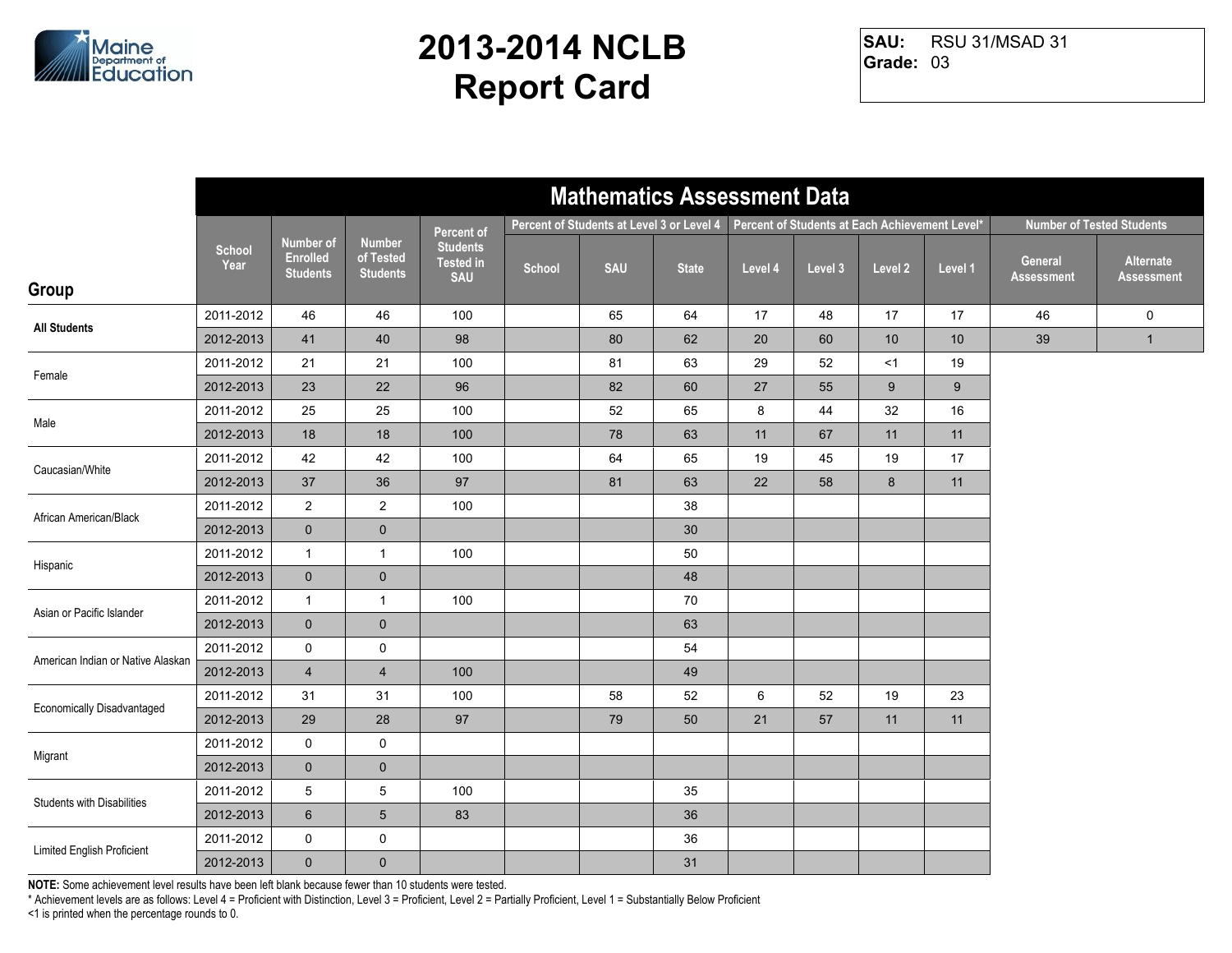# 2013-2014 NCLB Report Card

**SAU:** RSU 31/MSAD 31
**Grade:** 03

## Mathematics Assessment Data

| Group | School Year | Number of Enrolled Students | Number of Tested Students | Percent of Students Tested in SAU | Percent of Students at Level 3 or Level 4 | | | Percent of Students at Each Achievement Level* | | | | Number of Tested Students | |
|---|---|---|---|---|---|---|---|---|---|---|---|---|---|
| | | | | | School | SAU | State | Level 4 | Level 3 | Level 2 | Level 1 | General Assessment | Alternate Assessment |
| All Students | 2011-2012 | 46 | 46 | 100 | | 65 | 64 | 17 | 48 | 17 | 17 | 46 | 0 |
| | 2012-2013 | 41 | 40 | 98 | | 80 | 62 | 20 | 60 | 10 | 10 | 39 | 1 |
| Female | 2011-2012 | 21 | 21 | 100 | | 81 | 63 | 29 | 52 | <1 | 19 | | |
| | 2012-2013 | 23 | 22 | 96 | | 82 | 60 | 27 | 55 | 9 | 9 | | |
| Male | 2011-2012 | 25 | 25 | 100 | | 52 | 65 | 8 | 44 | 32 | 16 | | |
| | 2012-2013 | 18 | 18 | 100 | | 78 | 63 | 11 | 67 | 11 | 11 | | |
| Caucasian/White | 2011-2012 | 42 | 42 | 100 | | 64 | 65 | 19 | 45 | 19 | 17 | | |
| | 2012-2013 | 37 | 36 | 97 | | 81 | 63 | 22 | 58 | 8 | 11 | | |
| African American/Black | 2011-2012 | 2 | 2 | 100 | | | 38 | | | | | | |
| | 2012-2013 | 0 | 0 | | | | 30 | | | | | | |
| Hispanic | 2011-2012 | 1 | 1 | 100 | | | 50 | | | | | | |
| | 2012-2013 | 0 | 0 | | | | 48 | | | | | | |
| Asian or Pacific Islander | 2011-2012 | 1 | 1 | 100 | | | 70 | | | | | | |
| | 2012-2013 | 0 | 0 | | | | 63 | | | | | | |
| American Indian or Native Alaskan | 2011-2012 | 0 | 0 | | | | 54 | | | | | | |
| | 2012-2013 | 4 | 4 | 100 | | | 49 | | | | | | |
| Economically Disadvantaged | 2011-2012 | 31 | 31 | 100 | | 58 | 52 | 6 | 52 | 19 | 23 | | |
| | 2012-2013 | 29 | 28 | 97 | | 79 | 50 | 21 | 57 | 11 | 11 | | |
| Migrant | 2011-2012 | 0 | 0 | | | | | | | | | | |
| | 2012-2013 | 0 | 0 | | | | | | | | | | |
| Students with Disabilities | 2011-2012 | 5 | 5 | 100 | | | 35 | | | | | | |
| | 2012-2013 | 6 | 5 | 83 | | | 36 | | | | | | |
| Limited English Proficient | 2011-2012 | 0 | 0 | | | | 36 | | | | | | |
| | 2012-2013 | 0 | 0 | | | | 31 | | | | | | |

**NOTE:** Some achievement level results have been left blank because fewer than 10 students were tested.
* Achievement levels are as follows: Level 4 = Proficient with Distinction, Level 3 = Proficient, Level 2 = Partially Proficient, Level 1 = Substantially Below Proficient
<1 is printed when the percentage rounds to 0.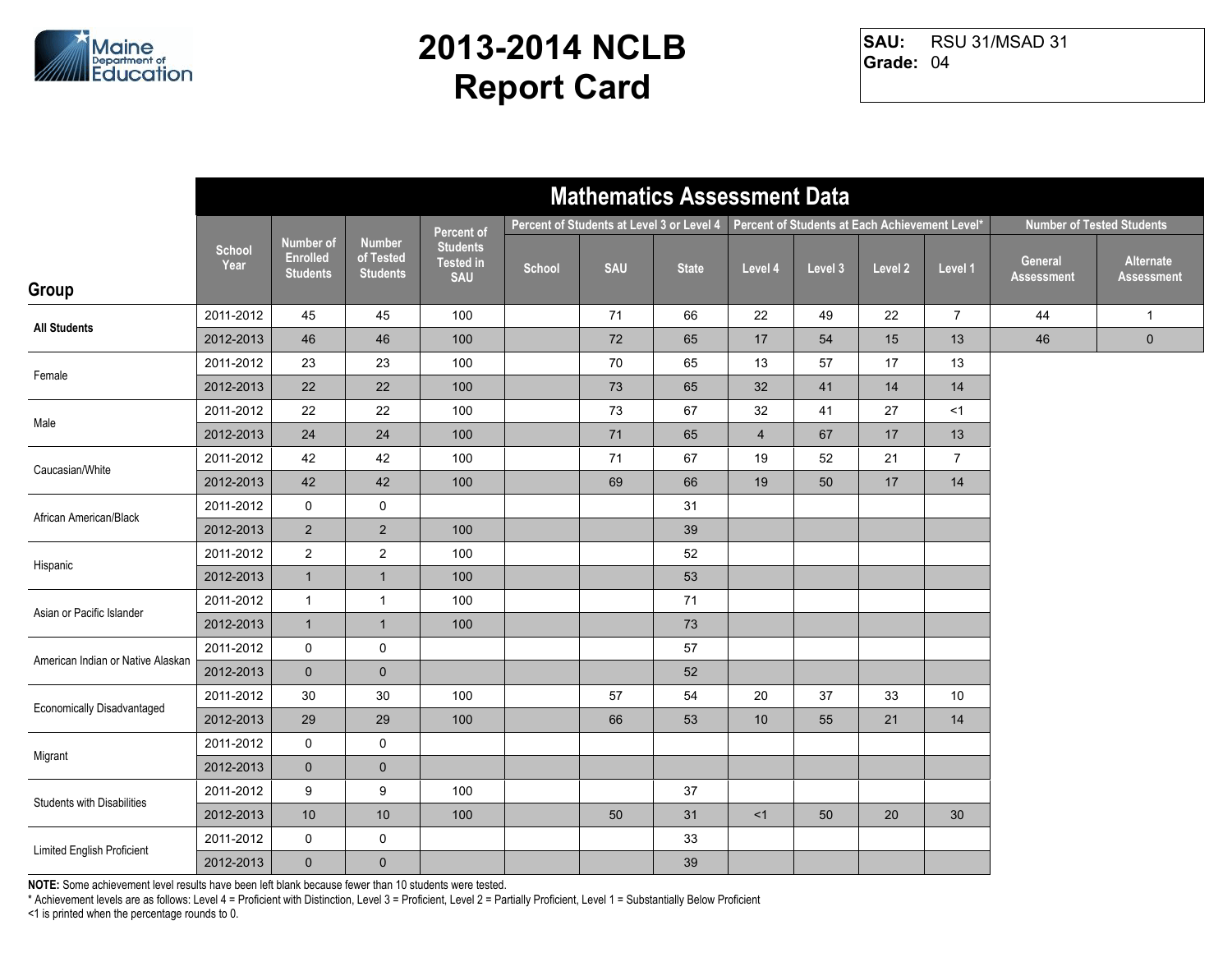# 2013-2014 NCLB Report Card

**SAU:** RSU 31/MSAD 31
**Grade:** 04

## Mathematics Assessment Data

| Group | School Year | Number of Enrolled Students | Number of Tested Students | Percent of Students Tested in SAU | Percent of Students at Level 3 or Level 4 | | | Percent of Students at Each Achievement Level* | | | | Number of Tested Students | |
|---|---|---|---|---|---|---|---|---|---|---|---|---|---|
| | | | | | School | SAU | State | Level 4 | Level 3 | Level 2 | Level 1 | General Assessment | Alternate Assessment |
| All Students | 2011-2012 | 45 | 45 | 100 | | 71 | 66 | 22 | 49 | 22 | 7 | 44 | 1 |
| | 2012-2013 | 46 | 46 | 100 | | 72 | 65 | 17 | 54 | 15 | 13 | 46 | 0 |
| Female | 2011-2012 | 23 | 23 | 100 | | 70 | 65 | 13 | 57 | 17 | 13 | | |
| | 2012-2013 | 22 | 22 | 100 | | 73 | 65 | 32 | 41 | 14 | 14 | | |
| Male | 2011-2012 | 22 | 22 | 100 | | 73 | 67 | 32 | 41 | 27 | <1 | | |
| | 2012-2013 | 24 | 24 | 100 | | 71 | 65 | 4 | 67 | 17 | 13 | | |
| Caucasian/White | 2011-2012 | 42 | 42 | 100 | | 71 | 67 | 19 | 52 | 21 | 7 | | |
| | 2012-2013 | 42 | 42 | 100 | | 69 | 66 | 19 | 50 | 17 | 14 | | |
| African American/Black | 2011-2012 | 0 | 0 | | | | 31 | | | | | | |
| | 2012-2013 | 2 | 2 | 100 | | | 39 | | | | | | |
| Hispanic | 2011-2012 | 2 | 2 | 100 | | | 52 | | | | | | |
| | 2012-2013 | 1 | 1 | 100 | | | 53 | | | | | | |
| Asian or Pacific Islander | 2011-2012 | 1 | 1 | 100 | | | 71 | | | | | | |
| | 2012-2013 | 1 | 1 | 100 | | | 73 | | | | | | |
| American Indian or Native Alaskan | 2011-2012 | 0 | 0 | | | | 57 | | | | | | |
| | 2012-2013 | 0 | 0 | | | | 52 | | | | | | |
| Economically Disadvantaged | 2011-2012 | 30 | 30 | 100 | | 57 | 54 | 20 | 37 | 33 | 10 | | |
| | 2012-2013 | 29 | 29 | 100 | | 66 | 53 | 10 | 55 | 21 | 14 | | |
| Migrant | 2011-2012 | 0 | 0 | | | | | | | | | | |
| | 2012-2013 | 0 | 0 | | | | | | | | | | |
| Students with Disabilities | 2011-2012 | 9 | 9 | 100 | | | 37 | | | | | | |
| | 2012-2013 | 10 | 10 | 100 | | 50 | 31 | <1 | 50 | 20 | 30 | | |
| Limited English Proficient | 2011-2012 | 0 | 0 | | | | 33 | | | | | | |
| | 2012-2013 | 0 | 0 | | | | 39 | | | | | | |

**NOTE:** Some achievement level results have been left blank because fewer than 10 students were tested.
* Achievement levels are as follows: Level 4 = Proficient with Distinction, Level 3 = Proficient, Level 2 = Partially Proficient, Level 1 = Substantially Below Proficient
<1 is printed when the percentage rounds to 0.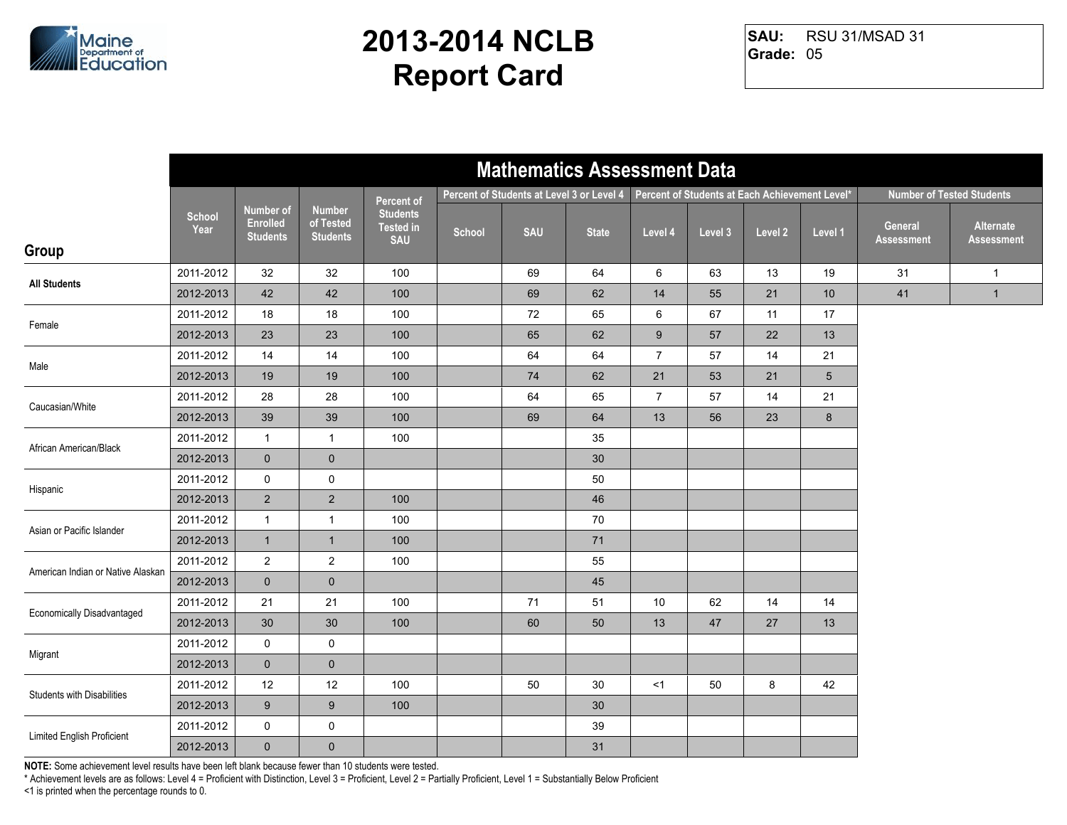# 2013-2014 NCLB Report Card

**SAU:** RSU 31/MSAD 31
**Grade:** 05

## Mathematics Assessment Data

| Group | School Year | Number of Enrolled Students | Number of Tested Students | Percent of Students Tested in SAU | Percent of Students at Level 3 or Level 4 | | | Percent of Students at Each Achievement Level* | | | | Number of Tested Students | |
|---|---|---|---|---|---|---|---|---|---|---|---|---|---|
| | | | | | School | SAU | State | Level 4 | Level 3 | Level 2 | Level 1 | General Assessment | Alternate Assessment |
| All Students | 2011-2012 | 32 | 32 | 100 | | 69 | 64 | 6 | 63 | 13 | 19 | 31 | 1 |
| | 2012-2013 | 42 | 42 | 100 | | 69 | 62 | 14 | 55 | 21 | 10 | 41 | 1 |
| Female | 2011-2012 | 18 | 18 | 100 | | 72 | 65 | 6 | 67 | 11 | 17 | | |
| | 2012-2013 | 23 | 23 | 100 | | 65 | 62 | 9 | 57 | 22 | 13 | | |
| Male | 2011-2012 | 14 | 14 | 100 | | 64 | 64 | 7 | 57 | 14 | 21 | | |
| | 2012-2013 | 19 | 19 | 100 | | 74 | 62 | 21 | 53 | 21 | 5 | | |
| Caucasian/White | 2011-2012 | 28 | 28 | 100 | | 64 | 65 | 7 | 57 | 14 | 21 | | |
| | 2012-2013 | 39 | 39 | 100 | | 69 | 64 | 13 | 56 | 23 | 8 | | |
| African American/Black | 2011-2012 | 1 | 1 | 100 | | | 35 | | | | | | |
| | 2012-2013 | 0 | 0 | | | | 30 | | | | | | |
| Hispanic | 2011-2012 | 0 | 0 | | | | 50 | | | | | | |
| | 2012-2013 | 2 | 2 | 100 | | | 46 | | | | | | |
| Asian or Pacific Islander | 2011-2012 | 1 | 1 | 100 | | | 70 | | | | | | |
| | 2012-2013 | 1 | 1 | 100 | | | 71 | | | | | | |
| American Indian or Native Alaskan | 2011-2012 | 2 | 2 | 100 | | | 55 | | | | | | |
| | 2012-2013 | 0 | 0 | | | | 45 | | | | | | |
| Economically Disadvantaged | 2011-2012 | 21 | 21 | 100 | | 71 | 51 | 10 | 62 | 14 | 14 | | |
| | 2012-2013 | 30 | 30 | 100 | | 60 | 50 | 13 | 47 | 27 | 13 | | |
| Migrant | 2011-2012 | 0 | 0 | | | | | | | | | | |
| | 2012-2013 | 0 | 0 | | | | | | | | | | |
| Students with Disabilities | 2011-2012 | 12 | 12 | 100 | | 50 | 30 | <1 | 50 | 8 | 42 | | |
| | 2012-2013 | 9 | 9 | 100 | | | 30 | | | | | | |
| Limited English Proficient | 2011-2012 | 0 | 0 | | | | 39 | | | | | | |
| | 2012-2013 | 0 | 0 | | | | 31 | | | | | | |

**NOTE:** Some achievement level results have been left blank because fewer than 10 students were tested.
* Achievement levels are as follows: Level 4 = Proficient with Distinction, Level 3 = Proficient, Level 2 = Partially Proficient, Level 1 = Substantially Below Proficient
<1 is printed when the percentage rounds to 0.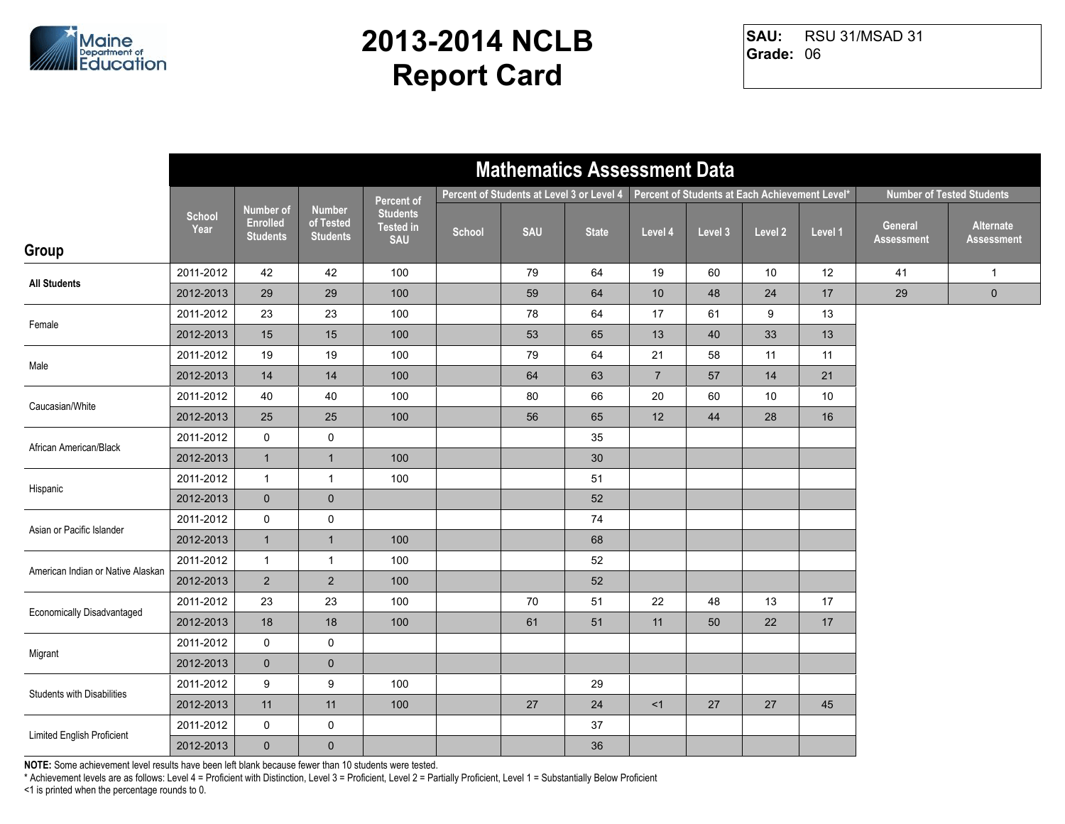# 2013-2014 NCLB Report Card

**SAU:** RSU 31/MSAD 31
**Grade:** 06

## Mathematics Assessment Data

| Group | School Year | Number of Enrolled Students | Number of Tested Students | Percent of Students Tested in SAU | Percent of Students at Level 3 or Level 4 | | | Percent of Students at Each Achievement Level* | | | | Number of Tested Students | |
|---|---|---|---|---|---|---|---|---|---|---|---|---|---|
| | | | | | School | SAU | State | Level 4 | Level 3 | Level 2 | Level 1 | General Assessment | Alternate Assessment |
| All Students | 2011-2012 | 42 | 42 | 100 | | 79 | 64 | 19 | 60 | 10 | 12 | 41 | 1 |
| | 2012-2013 | 29 | 29 | 100 | | 59 | 64 | 10 | 48 | 24 | 17 | 29 | 0 |
| Female | 2011-2012 | 23 | 23 | 100 | | 78 | 64 | 17 | 61 | 9 | 13 | | |
| | 2012-2013 | 15 | 15 | 100 | | 53 | 65 | 13 | 40 | 33 | 13 | | |
| Male | 2011-2012 | 19 | 19 | 100 | | 79 | 64 | 21 | 58 | 11 | 11 | | |
| | 2012-2013 | 14 | 14 | 100 | | 64 | 63 | 7 | 57 | 14 | 21 | | |
| Caucasian/White | 2011-2012 | 40 | 40 | 100 | | 80 | 66 | 20 | 60 | 10 | 10 | | |
| | 2012-2013 | 25 | 25 | 100 | | 56 | 65 | 12 | 44 | 28 | 16 | | |
| African American/Black | 2011-2012 | 0 | 0 | | | | 35 | | | | | | |
| | 2012-2013 | 1 | 1 | 100 | | | 30 | | | | | | |
| Hispanic | 2011-2012 | 1 | 1 | 100 | | | 51 | | | | | | |
| | 2012-2013 | 0 | 0 | | | | 52 | | | | | | |
| Asian or Pacific Islander | 2011-2012 | 0 | 0 | | | | 74 | | | | | | |
| | 2012-2013 | 1 | 1 | 100 | | | 68 | | | | | | |
| American Indian or Native Alaskan | 2011-2012 | 1 | 1 | 100 | | | 52 | | | | | | |
| | 2012-2013 | 2 | 2 | 100 | | | 52 | | | | | | |
| Economically Disadvantaged | 2011-2012 | 23 | 23 | 100 | | 70 | 51 | 22 | 48 | 13 | 17 | | |
| | 2012-2013 | 18 | 18 | 100 | | 61 | 51 | 11 | 50 | 22 | 17 | | |
| Migrant | 2011-2012 | 0 | 0 | | | | | | | | | | |
| | 2012-2013 | 0 | 0 | | | | | | | | | | |
| Students with Disabilities | 2011-2012 | 9 | 9 | 100 | | | 29 | | | | | | |
| | 2012-2013 | 11 | 11 | 100 | | 27 | 24 | <1 | 27 | 27 | 45 | | |
| Limited English Proficient | 2011-2012 | 0 | 0 | | | | 37 | | | | | | |
| | 2012-2013 | 0 | 0 | | | | 36 | | | | | | |

**NOTE:** Some achievement level results have been left blank because fewer than 10 students were tested.
* Achievement levels are as follows: Level 4 = Proficient with Distinction, Level 3 = Proficient, Level 2 = Partially Proficient, Level 1 = Substantially Below Proficient
<1 is printed when the percentage rounds to 0.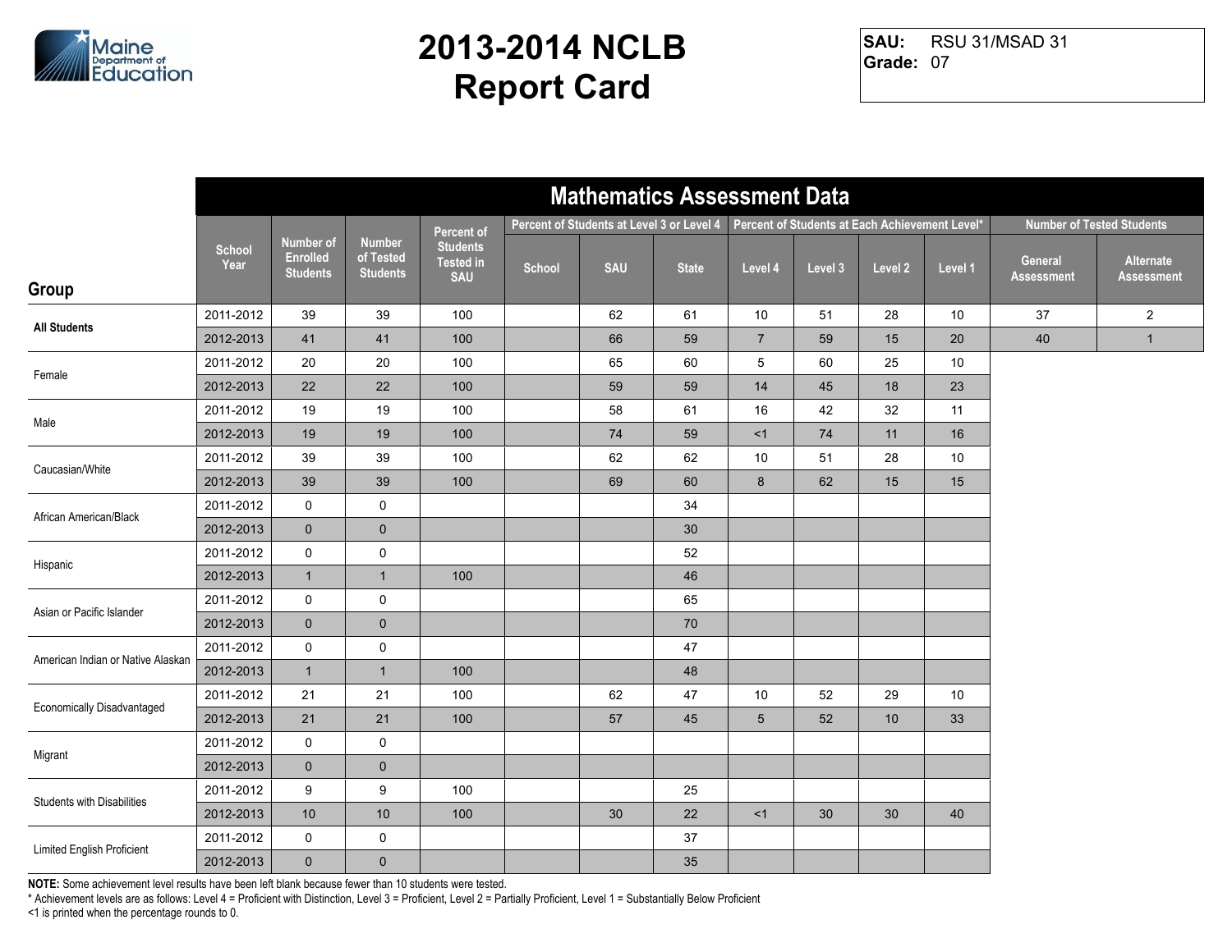# 2013-2014 NCLB Report Card

**SAU:** RSU 31/MSAD 31
**Grade:** 07

## Mathematics Assessment Data

| Group | School Year | Number of Enrolled Students | Number of Tested Students | Percent of Students Tested in SAU | Percent of Students at Level 3 or Level 4 | | | Percent of Students at Each Achievement Level* | | | | Number of Tested Students | |
|---|---|---|---|---|---|---|---|---|---|---|---|---|---|
| | | | | | School | SAU | State | Level 4 | Level 3 | Level 2 | Level 1 | General Assessment | Alternate Assessment |
| **All Students** | 2011-2012 | 39 | 39 | 100 | | 62 | 61 | 10 | 51 | 28 | 10 | 37 | 2 |
| | 2012-2013 | 41 | 41 | 100 | | 66 | 59 | 7 | 59 | 15 | 20 | 40 | 1 |
| Female | 2011-2012 | 20 | 20 | 100 | | 65 | 60 | 5 | 60 | 25 | 10 | | |
| | 2012-2013 | 22 | 22 | 100 | | 59 | 59 | 14 | 45 | 18 | 23 | | |
| Male | 2011-2012 | 19 | 19 | 100 | | 58 | 61 | 16 | 42 | 32 | 11 | | |
| | 2012-2013 | 19 | 19 | 100 | | 74 | 59 | <1 | 74 | 11 | 16 | | |
| Caucasian/White | 2011-2012 | 39 | 39 | 100 | | 62 | 62 | 10 | 51 | 28 | 10 | | |
| | 2012-2013 | 39 | 39 | 100 | | 69 | 60 | 8 | 62 | 15 | 15 | | |
| African American/Black | 2011-2012 | 0 | 0 | | | | 34 | | | | | | |
| | 2012-2013 | 0 | 0 | | | | 30 | | | | | | |
| Hispanic | 2011-2012 | 0 | 0 | | | | 52 | | | | | | |
| | 2012-2013 | 1 | 1 | 100 | | | 46 | | | | | | |
| Asian or Pacific Islander | 2011-2012 | 0 | 0 | | | | 65 | | | | | | |
| | 2012-2013 | 0 | 0 | | | | 70 | | | | | | |
| American Indian or Native Alaskan | 2011-2012 | 0 | 0 | | | | 47 | | | | | | |
| | 2012-2013 | 1 | 1 | 100 | | | 48 | | | | | | |
| Economically Disadvantaged | 2011-2012 | 21 | 21 | 100 | | 62 | 47 | 10 | 52 | 29 | 10 | | |
| | 2012-2013 | 21 | 21 | 100 | | 57 | 45 | 5 | 52 | 10 | 33 | | |
| Migrant | 2011-2012 | 0 | 0 | | | | | | | | | | |
| | 2012-2013 | 0 | 0 | | | | | | | | | | |
| Students with Disabilities | 2011-2012 | 9 | 9 | 100 | | | 25 | | | | | | |
| | 2012-2013 | 10 | 10 | 100 | | 30 | 22 | <1 | 30 | 30 | 40 | | |
| Limited English Proficient | 2011-2012 | 0 | 0 | | | | 37 | | | | | | |
| | 2012-2013 | 0 | 0 | | | | 35 | | | | | | |

**NOTE:** Some achievement level results have been left blank because fewer than 10 students were tested.
* Achievement levels are as follows: Level 4 = Proficient with Distinction, Level 3 = Proficient, Level 2 = Partially Proficient, Level 1 = Substantially Below Proficient
<1 is printed when the percentage rounds to 0.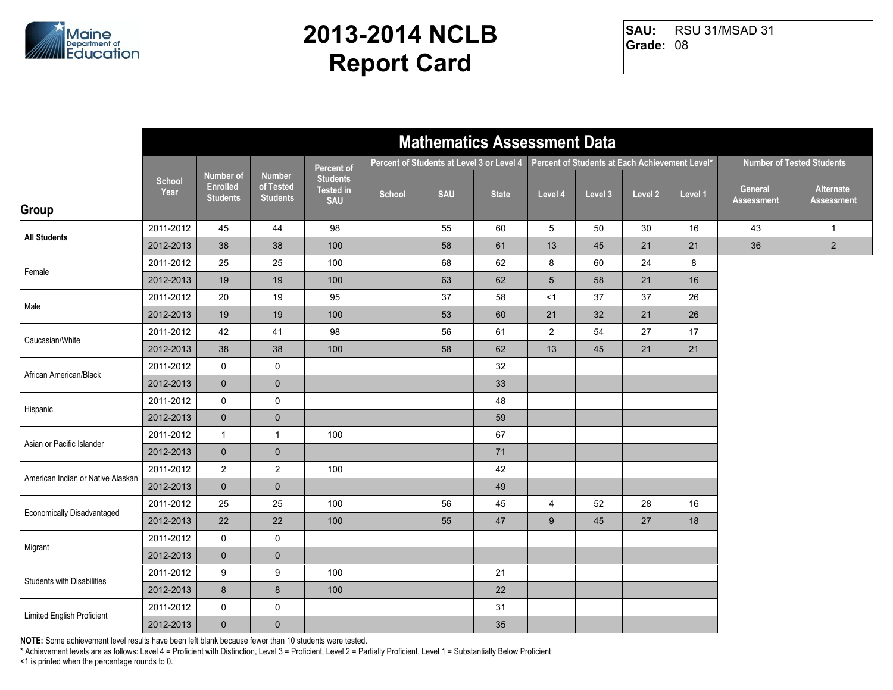# 2013-2014 NCLB Report Card

**SAU:** RSU 31/MSAD 31
**Grade:** 08

## Mathematics Assessment Data

| Group | School Year | Number of Enrolled Students | Number of Tested Students | Percent of Students Tested in SAU | Percent of Students at Level 3 or Level 4 | | | Percent of Students at Each Achievement Level* | | | | Number of Tested Students | |
|---|---|---|---|---|---|---|---|---|---|---|---|---|---|
| | | | | | School | SAU | State | Level 4 | Level 3 | Level 2 | Level 1 | General Assessment | Alternate Assessment |
| All Students | 2011-2012 | 45 | 44 | 98 | | 55 | 60 | 5 | 50 | 30 | 16 | 43 | 1 |
| | 2012-2013 | 38 | 38 | 100 | | 58 | 61 | 13 | 45 | 21 | 21 | 36 | 2 |
| Female | 2011-2012 | 25 | 25 | 100 | | 68 | 62 | 8 | 60 | 24 | 8 | | |
| | 2012-2013 | 19 | 19 | 100 | | 63 | 62 | 5 | 58 | 21 | 16 | | |
| Male | 2011-2012 | 20 | 19 | 95 | | 37 | 58 | <1 | 37 | 37 | 26 | | |
| | 2012-2013 | 19 | 19 | 100 | | 53 | 60 | 21 | 32 | 21 | 26 | | |
| Caucasian/White | 2011-2012 | 42 | 41 | 98 | | 56 | 61 | 2 | 54 | 27 | 17 | | |
| | 2012-2013 | 38 | 38 | 100 | | 58 | 62 | 13 | 45 | 21 | 21 | | |
| African American/Black | 2011-2012 | 0 | 0 | | | | 32 | | | | | | |
| | 2012-2013 | 0 | 0 | | | | 33 | | | | | | |
| Hispanic | 2011-2012 | 0 | 0 | | | | 48 | | | | | | |
| | 2012-2013 | 0 | 0 | | | | 59 | | | | | | |
| Asian or Pacific Islander | 2011-2012 | 1 | 1 | 100 | | | 67 | | | | | | |
| | 2012-2013 | 0 | 0 | | | | 71 | | | | | | |
| American Indian or Native Alaskan | 2011-2012 | 2 | 2 | 100 | | | 42 | | | | | | |
| | 2012-2013 | 0 | 0 | | | | 49 | | | | | | |
| Economically Disadvantaged | 2011-2012 | 25 | 25 | 100 | | 56 | 45 | 4 | 52 | 28 | 16 | | |
| | 2012-2013 | 22 | 22 | 100 | | 55 | 47 | 9 | 45 | 27 | 18 | | |
| Migrant | 2011-2012 | 0 | 0 | | | | | | | | | | |
| | 2012-2013 | 0 | 0 | | | | | | | | | | |
| Students with Disabilities | 2011-2012 | 9 | 9 | 100 | | | 21 | | | | | | |
| | 2012-2013 | 8 | 8 | 100 | | | 22 | | | | | | |
| Limited English Proficient | 2011-2012 | 0 | 0 | | | | 31 | | | | | | |
| | 2012-2013 | 0 | 0 | | | | 35 | | | | | | |

**NOTE:** Some achievement level results have been left blank because fewer than 10 students were tested.
* Achievement levels are as follows: Level 4 = Proficient with Distinction, Level 3 = Proficient, Level 2 = Partially Proficient, Level 1 = Substantially Below Proficient
<1 is printed when the percentage rounds to 0.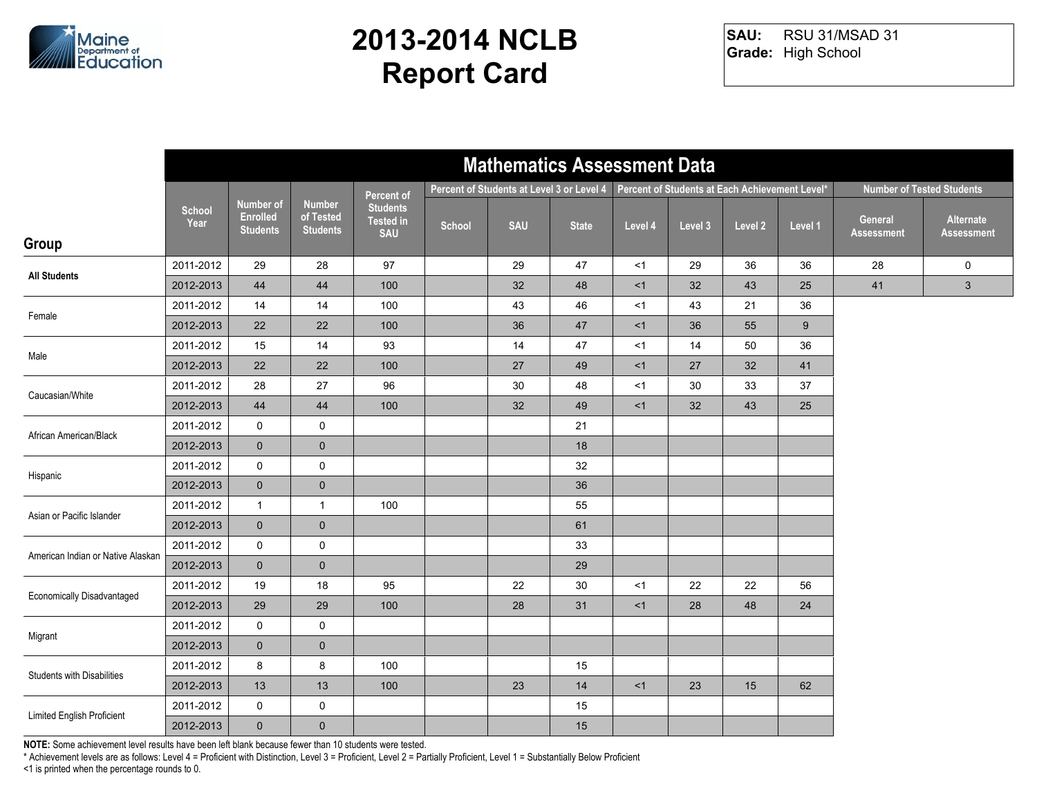# 2013-2014 NCLB Report Card

**SAU:** RSU 31/MSAD 31
**Grade:** High School

## Mathematics Assessment Data

| Group | School Year | Number of Enrolled Students | Number of Tested Students | Percent of Students Tested in SAU | Percent of Students at Level 3 or Level 4 | | | Percent of Students at Each Achievement Level* | | | | Number of Tested Students | |
|---|---|---|---|---|---|---|---|---|---|---|---|---|---|
| | | | | | School | SAU | State | Level 4 | Level 3 | Level 2 | Level 1 | General Assessment | Alternate Assessment |
| All Students | 2011-2012 | 29 | 28 | 97 | | 29 | 47 | <1 | 29 | 36 | 36 | 28 | 0 |
| | 2012-2013 | 44 | 44 | 100 | | 32 | 48 | <1 | 32 | 43 | 25 | 41 | 3 |
| Female | 2011-2012 | 14 | 14 | 100 | | 43 | 46 | <1 | 43 | 21 | 36 | | |
| | 2012-2013 | 22 | 22 | 100 | | 36 | 47 | <1 | 36 | 55 | 9 | | |
| Male | 2011-2012 | 15 | 14 | 93 | | 14 | 47 | <1 | 14 | 50 | 36 | | |
| | 2012-2013 | 22 | 22 | 100 | | 27 | 49 | <1 | 27 | 32 | 41 | | |
| Caucasian/White | 2011-2012 | 28 | 27 | 96 | | 30 | 48 | <1 | 30 | 33 | 37 | | |
| | 2012-2013 | 44 | 44 | 100 | | 32 | 49 | <1 | 32 | 43 | 25 | | |
| African American/Black | 2011-2012 | 0 | 0 | | | | 21 | | | | | | |
| | 2012-2013 | 0 | 0 | | | | 18 | | | | | | |
| Hispanic | 2011-2012 | 0 | 0 | | | | 32 | | | | | | |
| | 2012-2013 | 0 | 0 | | | | 36 | | | | | | |
| Asian or Pacific Islander | 2011-2012 | 1 | 1 | 100 | | | 55 | | | | | | |
| | 2012-2013 | 0 | 0 | | | | 61 | | | | | | |
| American Indian or Native Alaskan | 2011-2012 | 0 | 0 | | | | 33 | | | | | | |
| | 2012-2013 | 0 | 0 | | | | 29 | | | | | | |
| Economically Disadvantaged | 2011-2012 | 19 | 18 | 95 | | 22 | 30 | <1 | 22 | 22 | 56 | | |
| | 2012-2013 | 29 | 29 | 100 | | 28 | 31 | <1 | 28 | 48 | 24 | | |
| Migrant | 2011-2012 | 0 | 0 | | | | | | | | | | |
| | 2012-2013 | 0 | 0 | | | | | | | | | | |
| Students with Disabilities | 2011-2012 | 8 | 8 | 100 | | | 15 | | | | | | |
| | 2012-2013 | 13 | 13 | 100 | | 23 | 14 | <1 | 23 | 15 | 62 | | |
| Limited English Proficient | 2011-2012 | 0 | 0 | | | | 15 | | | | | | |
| | 2012-2013 | 0 | 0 | | | | 15 | | | | | | |

**NOTE:** Some achievement level results have been left blank because fewer than 10 students were tested.
* Achievement levels are as follows: Level 4 = Proficient with Distinction, Level 3 = Proficient, Level 2 = Partially Proficient, Level 1 = Substantially Below Proficient
<1 is printed when the percentage rounds to 0.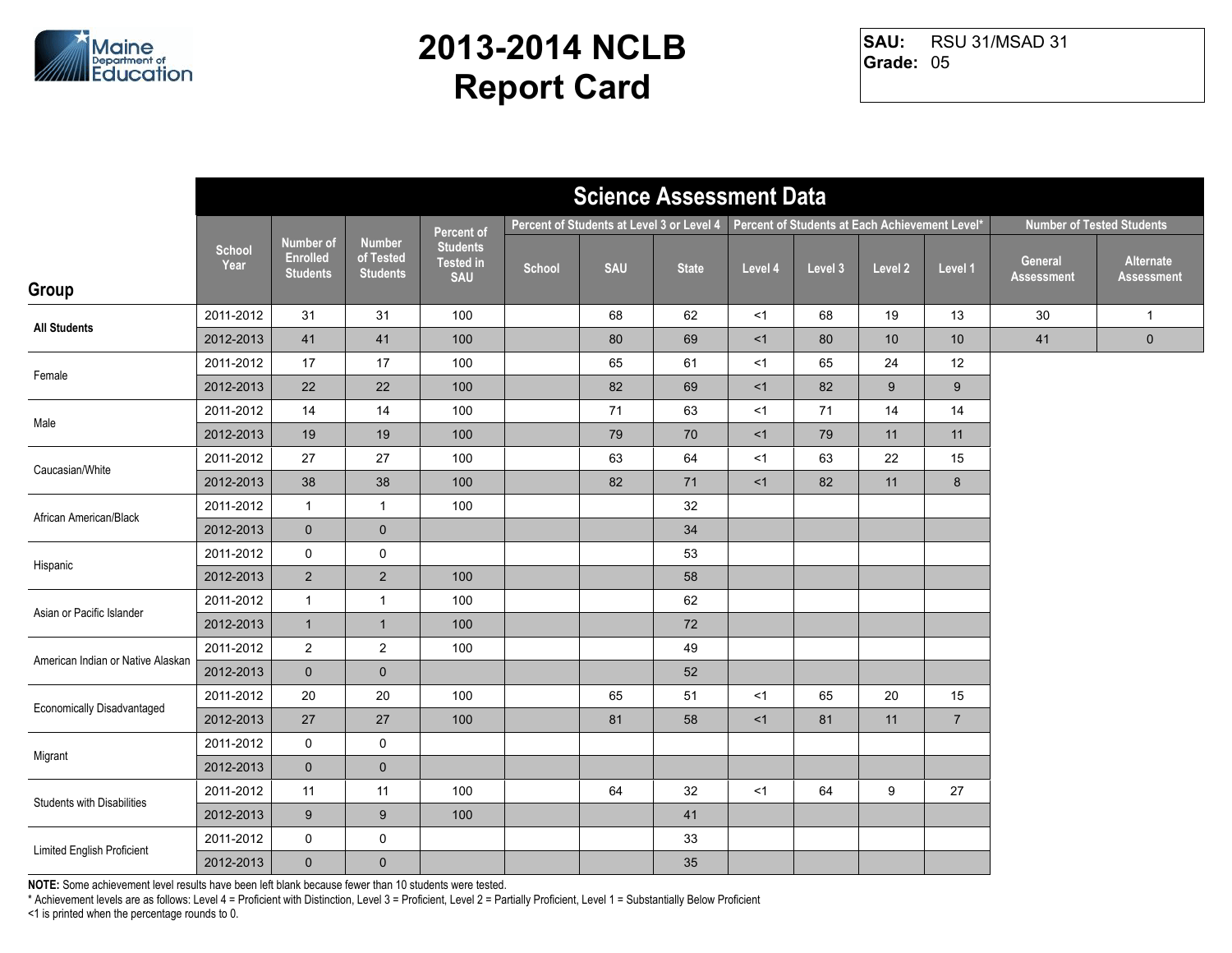# 2013-2014 NCLB Report Card

**SAU:** RSU 31/MSAD 31
**Grade:** 05

## Science Assessment Data

| Group | School Year | Number of Enrolled Students | Number of Tested Students | Percent of Students Tested in SAU | Percent of Students at Level 3 or Level 4 | | | Percent of Students at Each Achievement Level* | | | | Number of Tested Students | |
|---|---|---|---|---|---|---|---|---|---|---|---|---|---|
| | | | | | School | SAU | State | Level 4 | Level 3 | Level 2 | Level 1 | General Assessment | Alternate Assessment |
| **All Students** | 2011-2012 | 31 | 31 | 100 | | 68 | 62 | <1 | 68 | 19 | 13 | 30 | 1 |
| | 2012-2013 | 41 | 41 | 100 | | 80 | 69 | <1 | 80 | 10 | 10 | 41 | 0 |
| Female | 2011-2012 | 17 | 17 | 100 | | 65 | 61 | <1 | 65 | 24 | 12 | | |
| | 2012-2013 | 22 | 22 | 100 | | 82 | 69 | <1 | 82 | 9 | 9 | | |
| Male | 2011-2012 | 14 | 14 | 100 | | 71 | 63 | <1 | 71 | 14 | 14 | | |
| | 2012-2013 | 19 | 19 | 100 | | 79 | 70 | <1 | 79 | 11 | 11 | | |
| Caucasian/White | 2011-2012 | 27 | 27 | 100 | | 63 | 64 | <1 | 63 | 22 | 15 | | |
| | 2012-2013 | 38 | 38 | 100 | | 82 | 71 | <1 | 82 | 11 | 8 | | |
| African American/Black | 2011-2012 | 1 | 1 | 100 | | | 32 | | | | | | |
| | 2012-2013 | 0 | 0 | | | | 34 | | | | | | |
| Hispanic | 2011-2012 | 0 | 0 | | | | 53 | | | | | | |
| | 2012-2013 | 2 | 2 | 100 | | | 58 | | | | | | |
| Asian or Pacific Islander | 2011-2012 | 1 | 1 | 100 | | | 62 | | | | | | |
| | 2012-2013 | 1 | 1 | 100 | | | 72 | | | | | | |
| American Indian or Native Alaskan | 2011-2012 | 2 | 2 | 100 | | | 49 | | | | | | |
| | 2012-2013 | 0 | 0 | | | | 52 | | | | | | |
| Economically Disadvantaged | 2011-2012 | 20 | 20 | 100 | | 65 | 51 | <1 | 65 | 20 | 15 | | |
| | 2012-2013 | 27 | 27 | 100 | | 81 | 58 | <1 | 81 | 11 | 7 | | |
| Migrant | 2011-2012 | 0 | 0 | | | | | | | | | | |
| | 2012-2013 | 0 | 0 | | | | | | | | | | |
| Students with Disabilities | 2011-2012 | 11 | 11 | 100 | | 64 | 32 | <1 | 64 | 9 | 27 | | |
| | 2012-2013 | 9 | 9 | 100 | | | 41 | | | | | | |
| Limited English Proficient | 2011-2012 | 0 | 0 | | | | 33 | | | | | | |
| | 2012-2013 | 0 | 0 | | | | 35 | | | | | | |

**NOTE:** Some achievement level results have been left blank because fewer than 10 students were tested.
* Achievement levels are as follows: Level 4 = Proficient with Distinction, Level 3 = Proficient, Level 2 = Partially Proficient, Level 1 = Substantially Below Proficient
<1 is printed when the percentage rounds to 0.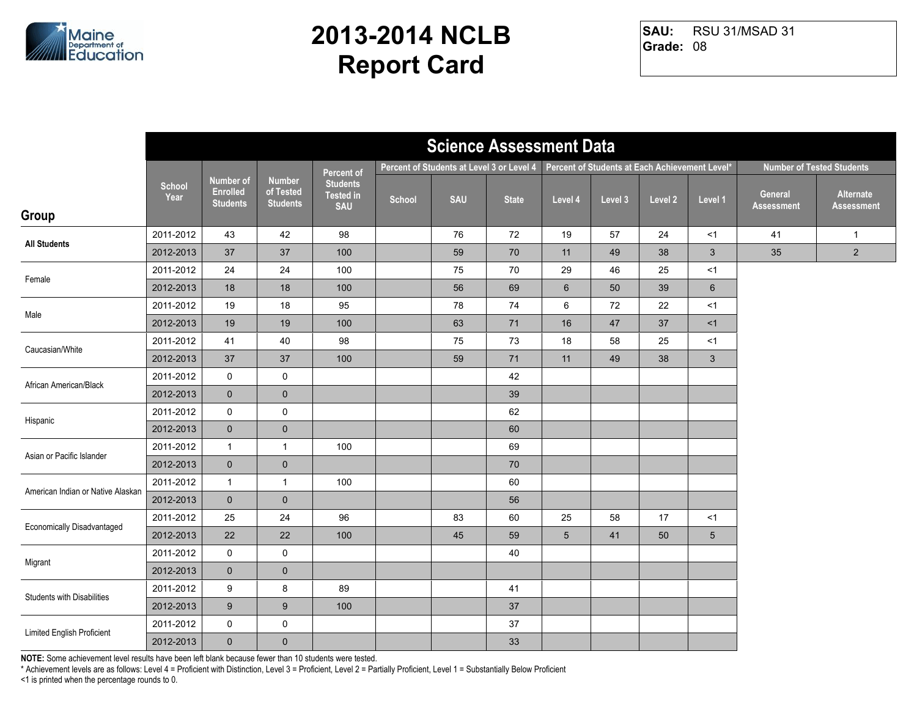# 2013-2014 NCLB Report Card

**SAU:** RSU 31/MSAD 31
**Grade:** 08

## Science Assessment Data

| Group | School Year | Number of Enrolled Students | Number of Tested Students | Percent of Students Tested in SAU | Percent of Students at Level 3 or Level 4 | | | Percent of Students at Each Achievement Level* | | | | Number of Tested Students | |
|---|---|---|---|---|---|---|---|---|---|---|---|---|---|
| | | | | | School | SAU | State | Level 4 | Level 3 | Level 2 | Level 1 | General Assessment | Alternate Assessment |
| All Students | 2011-2012 | 43 | 42 | 98 | | 76 | 72 | 19 | 57 | 24 | <1 | 41 | 1 |
| | 2012-2013 | 37 | 37 | 100 | | 59 | 70 | 11 | 49 | 38 | 3 | 35 | 2 |
| Female | 2011-2012 | 24 | 24 | 100 | | 75 | 70 | 29 | 46 | 25 | <1 | | |
| | 2012-2013 | 18 | 18 | 100 | | 56 | 69 | 6 | 50 | 39 | 6 | | |
| Male | 2011-2012 | 19 | 18 | 95 | | 78 | 74 | 6 | 72 | 22 | <1 | | |
| | 2012-2013 | 19 | 19 | 100 | | 63 | 71 | 16 | 47 | 37 | <1 | | |
| Caucasian/White | 2011-2012 | 41 | 40 | 98 | | 75 | 73 | 18 | 58 | 25 | <1 | | |
| | 2012-2013 | 37 | 37 | 100 | | 59 | 71 | 11 | 49 | 38 | 3 | | |
| African American/Black | 2011-2012 | 0 | 0 | | | | 42 | | | | | | |
| | 2012-2013 | 0 | 0 | | | | 39 | | | | | | |
| Hispanic | 2011-2012 | 0 | 0 | | | | 62 | | | | | | |
| | 2012-2013 | 0 | 0 | | | | 60 | | | | | | |
| Asian or Pacific Islander | 2011-2012 | 1 | 1 | 100 | | | 69 | | | | | | |
| | 2012-2013 | 0 | 0 | | | | 70 | | | | | | |
| American Indian or Native Alaskan | 2011-2012 | 1 | 1 | 100 | | | 60 | | | | | | |
| | 2012-2013 | 0 | 0 | | | | 56 | | | | | | |
| Economically Disadvantaged | 2011-2012 | 25 | 24 | 96 | | 83 | 60 | 25 | 58 | 17 | <1 | | |
| | 2012-2013 | 22 | 22 | 100 | | 45 | 59 | 5 | 41 | 50 | 5 | | |
| Migrant | 2011-2012 | 0 | 0 | | | | 40 | | | | | | |
| | 2012-2013 | 0 | 0 | | | | | | | | | | |
| Students with Disabilities | 2011-2012 | 9 | 8 | 89 | | | 41 | | | | | | |
| | 2012-2013 | 9 | 9 | 100 | | | 37 | | | | | | |
| Limited English Proficient | 2011-2012 | 0 | 0 | | | | 37 | | | | | | |
| | 2012-2013 | 0 | 0 | | | | 33 | | | | | | |

**NOTE:** Some achievement level results have been left blank because fewer than 10 students were tested.
* Achievement levels are as follows: Level 4 = Proficient with Distinction, Level 3 = Proficient, Level 2 = Partially Proficient, Level 1 = Substantially Below Proficient
<1 is printed when the percentage rounds to 0.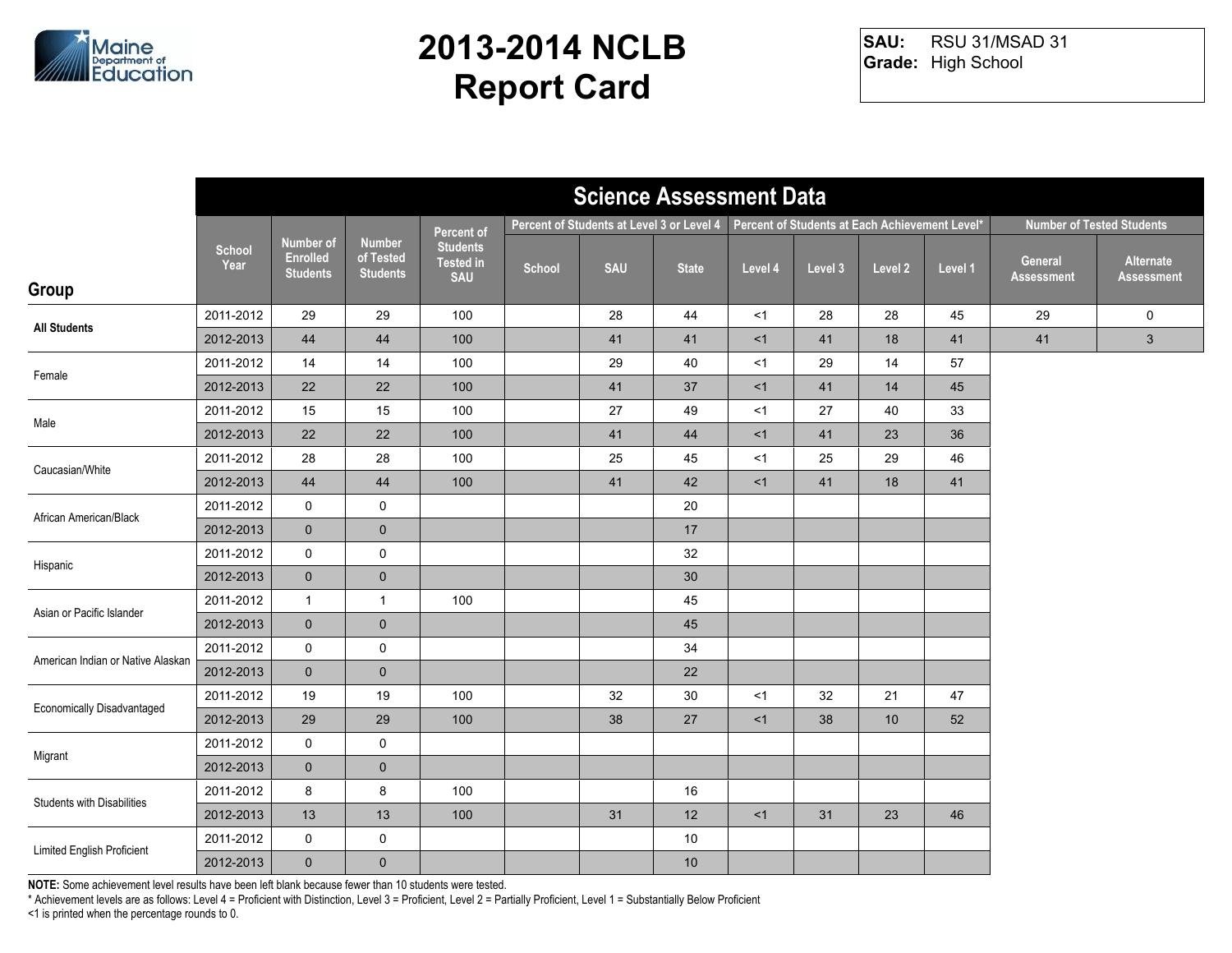Maine Department of Education

# 2013-2014 NCLB Report Card

**SAU:** RSU 31/MSAD 31
**Grade:** High School

## Science Assessment Data

| Group | School Year | Number of Enrolled Students | Number of Tested Students | Percent of Students Tested in SAU | Percent of Students at Level 3 or Level 4 | | | Percent of Students at Each Achievement Level* | | | | Number of Tested Students | |
|---|---|---|---|---|---|---|---|---|---|---|---|---|---|
| | | | | | School | SAU | State | Level 4 | Level 3 | Level 2 | Level 1 | General Assessment | Alternate Assessment |
| All Students | 2011-2012 | 29 | 29 | 100 | | 28 | 44 | <1 | 28 | 28 | 45 | 29 | 0 |
| | 2012-2013 | 44 | 44 | 100 | | 41 | 41 | <1 | 41 | 18 | 41 | 41 | 3 |
| Female | 2011-2012 | 14 | 14 | 100 | | 29 | 40 | <1 | 29 | 14 | 57 | | |
| | 2012-2013 | 22 | 22 | 100 | | 41 | 37 | <1 | 41 | 14 | 45 | | |
| Male | 2011-2012 | 15 | 15 | 100 | | 27 | 49 | <1 | 27 | 40 | 33 | | |
| | 2012-2013 | 22 | 22 | 100 | | 41 | 44 | <1 | 41 | 23 | 36 | | |
| Caucasian/White | 2011-2012 | 28 | 28 | 100 | | 25 | 45 | <1 | 25 | 29 | 46 | | |
| | 2012-2013 | 44 | 44 | 100 | | 41 | 42 | <1 | 41 | 18 | 41 | | |
| African American/Black | 2011-2012 | 0 | 0 | | | | 20 | | | | | | |
| | 2012-2013 | 0 | 0 | | | | 17 | | | | | | |
| Hispanic | 2011-2012 | 0 | 0 | | | | 32 | | | | | | |
| | 2012-2013 | 0 | 0 | | | | 30 | | | | | | |
| Asian or Pacific Islander | 2011-2012 | 1 | 1 | 100 | | | 45 | | | | | | |
| | 2012-2013 | 0 | 0 | | | | 45 | | | | | | |
| American Indian or Native Alaskan | 2011-2012 | 0 | 0 | | | | 34 | | | | | | |
| | 2012-2013 | 0 | 0 | | | | 22 | | | | | | |
| Economically Disadvantaged | 2011-2012 | 19 | 19 | 100 | | 32 | 30 | <1 | 32 | 21 | 47 | | |
| | 2012-2013 | 29 | 29 | 100 | | 38 | 27 | <1 | 38 | 10 | 52 | | |
| Migrant | 2011-2012 | 0 | 0 | | | | | | | | | | |
| | 2012-2013 | 0 | 0 | | | | | | | | | | |
| Students with Disabilities | 2011-2012 | 8 | 8 | 100 | | | 16 | | | | | | |
| | 2012-2013 | 13 | 13 | 100 | | 31 | 12 | <1 | 31 | 23 | 46 | | |
| Limited English Proficient | 2011-2012 | 0 | 0 | | | | 10 | | | | | | |
| | 2012-2013 | 0 | 0 | | | | 10 | | | | | | |

**NOTE:** Some achievement level results have been left blank because fewer than 10 students were tested.
* Achievement levels are as follows: Level 4 = Proficient with Distinction, Level 3 = Proficient, Level 2 = Partially Proficient, Level 1 = Substantially Below Proficient
<1 is printed when the percentage rounds to 0.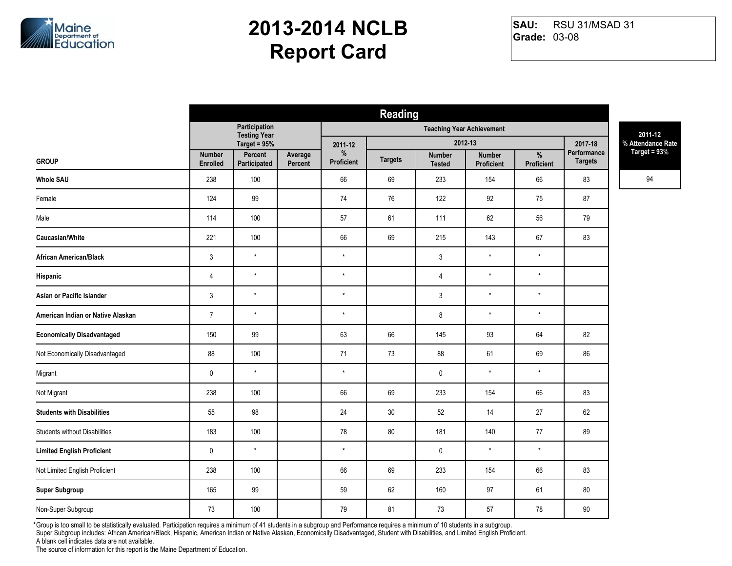# 2013-2014 NCLB Report Card

**SAU:** RSU 31/MSAD 31
**Grade:** 03-08

| GROUP | Reading | | | | | | | | |
|---|---|---|---|---|---|---|---|---|---|
| | Participation Testing Year Target = 95% | | | Teaching Year Achievement | | | | | |
| | | | | 2011-12 | 2012-13 | | | | 2017-18 |
| | Number Enrolled | Percent Participated | Average Percent | % Proficient | Targets | Number Tested | Number Proficient | % Proficient | Performance Targets |
| **Whole SAU** | 238 | 100 | | 66 | 69 | 233 | 154 | 66 | 83 |
| Female | 124 | 99 | | 74 | 76 | 122 | 92 | 75 | 87 |
| Male | 114 | 100 | | 57 | 61 | 111 | 62 | 56 | 79 |
| **Caucasian/White** | 221 | 100 | | 66 | 69 | 215 | 143 | 67 | 83 |
| **African American/Black** | 3 | * | | * | | 3 | * | * | |
| **Hispanic** | 4 | * | | * | | 4 | * | * | |
| **Asian or Pacific Islander** | 3 | * | | * | | 3 | * | * | |
| **American Indian or Native Alaskan** | 7 | * | | * | | 8 | * | * | |
| **Economically Disadvantaged** | 150 | 99 | | 63 | 66 | 145 | 93 | 64 | 82 |
| Not Economically Disadvantaged | 88 | 100 | | 71 | 73 | 88 | 61 | 69 | 86 |
| Migrant | 0 | * | | * | | 0 | * | * | |
| Not Migrant | 238 | 100 | | 66 | 69 | 233 | 154 | 66 | 83 |
| **Students with Disabilities** | 55 | 98 | | 24 | 30 | 52 | 14 | 27 | 62 |
| Students without Disabilities | 183 | 100 | | 78 | 80 | 181 | 140 | 77 | 89 |
| **Limited English Proficient** | 0 | * | | * | | 0 | * | * | |
| Not Limited English Proficient | 238 | 100 | | 66 | 69 | 233 | 154 | 66 | 83 |
| **Super Subgroup** | 165 | 99 | | 59 | 62 | 160 | 97 | 61 | 80 |
| Non-Super Subgroup | 73 | 100 | | 79 | 81 | 73 | 57 | 78 | 90 |

| 2011-12 % Attendance Rate Target = 93% |
|---|
| 94 |

*Group is too small to be statistically evaluated. Participation requires a minimum of 41 students in a subgroup and Performance requires a minimum of 10 students in a subgroup.
Super Subgroup includes: African American/Black, Hispanic, American Indian or Native Alaskan, Economically Disadvantaged, Student with Disabilities, and Limited English Proficient.
A blank cell indicates data are not available.
The source of information for this report is the Maine Department of Education.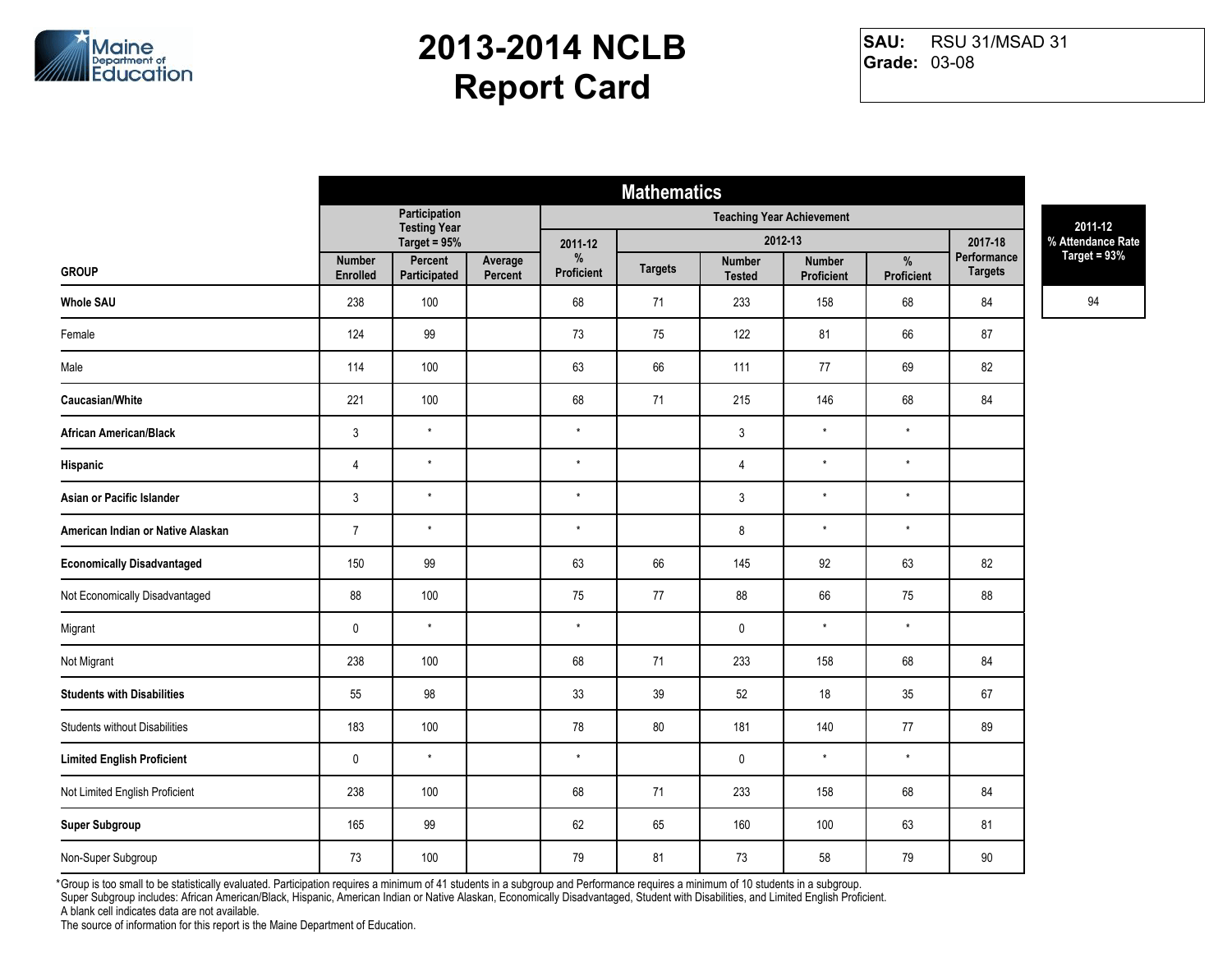# 2013-2014 NCLB Report Card

**SAU:** RSU 31/MSAD 31
**Grade:** 03-08

| | Mathematics | | | | | | | | | |
|---|---|---|---|---|---|---|---|---|---|---|
| | Participation Testing Year Target = 95% | | | Teaching Year Achievement | | | | | | |
| | | | | 2011-12 | 2012-13 | | | | 2017-18 | |
| GROUP | Number Enrolled | Percent Participated | Average Percent | % Proficient | Targets | Number Tested | Number Proficient | % Proficient | Performance Targets | 2011-12 % Attendance Rate Target = 93% |
| **Whole SAU** | 238 | 100 | | 68 | 71 | 233 | 158 | 68 | 84 | 94 |
| Female | 124 | 99 | | 73 | 75 | 122 | 81 | 66 | 87 | |
| Male | 114 | 100 | | 63 | 66 | 111 | 77 | 69 | 82 | |
| **Caucasian/White** | 221 | 100 | | 68 | 71 | 215 | 146 | 68 | 84 | |
| **African American/Black** | 3 | * | | * | | 3 | * | * | | |
| **Hispanic** | 4 | * | | * | | 4 | * | * | | |
| **Asian or Pacific Islander** | 3 | * | | * | | 3 | * | * | | |
| **American Indian or Native Alaskan** | 7 | * | | * | | 8 | * | * | | |
| **Economically Disadvantaged** | 150 | 99 | | 63 | 66 | 145 | 92 | 63 | 82 | |
| Not Economically Disadvantaged | 88 | 100 | | 75 | 77 | 88 | 66 | 75 | 88 | |
| Migrant | 0 | * | | * | | 0 | * | * | | |
| Not Migrant | 238 | 100 | | 68 | 71 | 233 | 158 | 68 | 84 | |
| **Students with Disabilities** | 55 | 98 | | 33 | 39 | 52 | 18 | 35 | 67 | |
| Students without Disabilities | 183 | 100 | | 78 | 80 | 181 | 140 | 77 | 89 | |
| **Limited English Proficient** | 0 | * | | * | | 0 | * | * | | |
| Not Limited English Proficient | 238 | 100 | | 68 | 71 | 233 | 158 | 68 | 84 | |
| **Super Subgroup** | 165 | 99 | | 62 | 65 | 160 | 100 | 63 | 81 | |
| Non-Super Subgroup | 73 | 100 | | 79 | 81 | 73 | 58 | 79 | 90 | |

*Group is too small to be statistically evaluated. Participation requires a minimum of 41 students in a subgroup and Performance requires a minimum of 10 students in a subgroup.
Super Subgroup includes: African American/Black, Hispanic, American Indian or Native Alaskan, Economically Disadvantaged, Student with Disabilities, and Limited English Proficient.
A blank cell indicates data are not available.
The source of information for this report is the Maine Department of Education.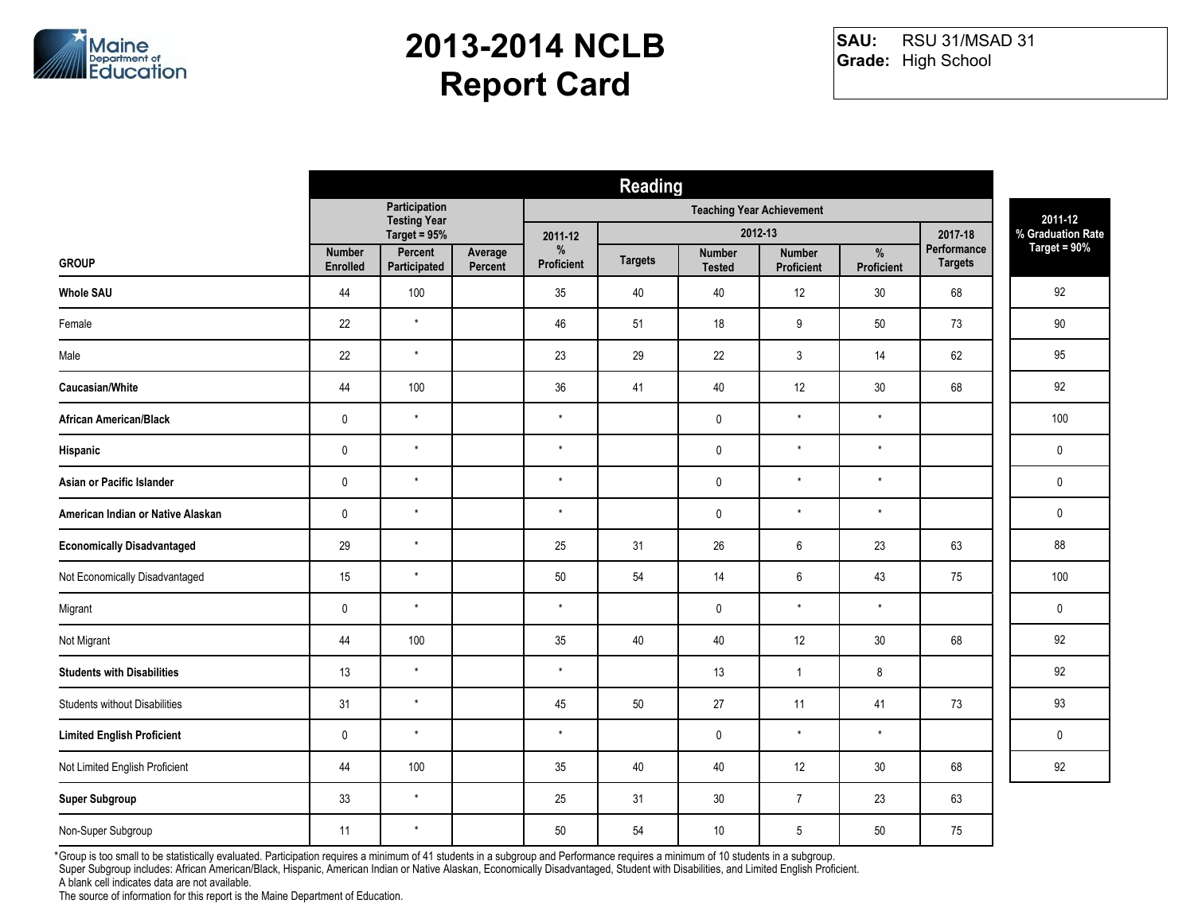# 2013-2014 NCLB Report Card

**SAU:** RSU 31/MSAD 31
**Grade:** High School

| GROUP | Reading | | | | | | | | | 2011-12 % Graduation Rate Target = 90% |
|---|---|---|---|---|---|---|---|---|---|---|
| | Participation Testing Year Target = 95% | | | Teaching Year Achievement | | | | | | |
| | | | | 2011-12 | 2012-13 | | | | 2017-18 | |
| | Number Enrolled | Percent Participated | Average Percent | % Proficient | Targets | Number Tested | Number Proficient | % Proficient | Performance Targets | |
| **Whole SAU** | 44 | 100 | | 35 | 40 | 40 | 12 | 30 | 68 | 92 |
| Female | 22 | * | | 46 | 51 | 18 | 9 | 50 | 73 | 90 |
| Male | 22 | * | | 23 | 29 | 22 | 3 | 14 | 62 | 95 |
| **Caucasian/White** | 44 | 100 | | 36 | 41 | 40 | 12 | 30 | 68 | 92 |
| **African American/Black** | 0 | * | | * | | 0 | * | * | | 100 |
| **Hispanic** | 0 | * | | * | | 0 | * | * | | 0 |
| **Asian or Pacific Islander** | 0 | * | | * | | 0 | * | * | | 0 |
| **American Indian or Native Alaskan** | 0 | * | | * | | 0 | * | * | | 0 |
| **Economically Disadvantaged** | 29 | * | | 25 | 31 | 26 | 6 | 23 | 63 | 88 |
| Not Economically Disadvantaged | 15 | * | | 50 | 54 | 14 | 6 | 43 | 75 | 100 |
| Migrant | 0 | * | | * | | 0 | * | * | | 0 |
| Not Migrant | 44 | 100 | | 35 | 40 | 40 | 12 | 30 | 68 | 92 |
| **Students with Disabilities** | 13 | * | | * | | 13 | 1 | 8 | | 92 |
| Students without Disabilities | 31 | * | | 45 | 50 | 27 | 11 | 41 | 73 | 93 |
| **Limited English Proficient** | 0 | * | | * | | 0 | * | * | | 0 |
| Not Limited English Proficient | 44 | 100 | | 35 | 40 | 40 | 12 | 30 | 68 | 92 |
| **Super Subgroup** | 33 | * | | 25 | 31 | 30 | 7 | 23 | 63 | |
| Non-Super Subgroup | 11 | * | | 50 | 54 | 10 | 5 | 50 | 75 | |

*Group is too small to be statistically evaluated. Participation requires a minimum of 41 students in a subgroup and Performance requires a minimum of 10 students in a subgroup.
Super Subgroup includes: African American/Black, Hispanic, American Indian or Native Alaskan, Economically Disadvantaged, Student with Disabilities, and Limited English Proficient.
A blank cell indicates data are not available.
The source of information for this report is the Maine Department of Education.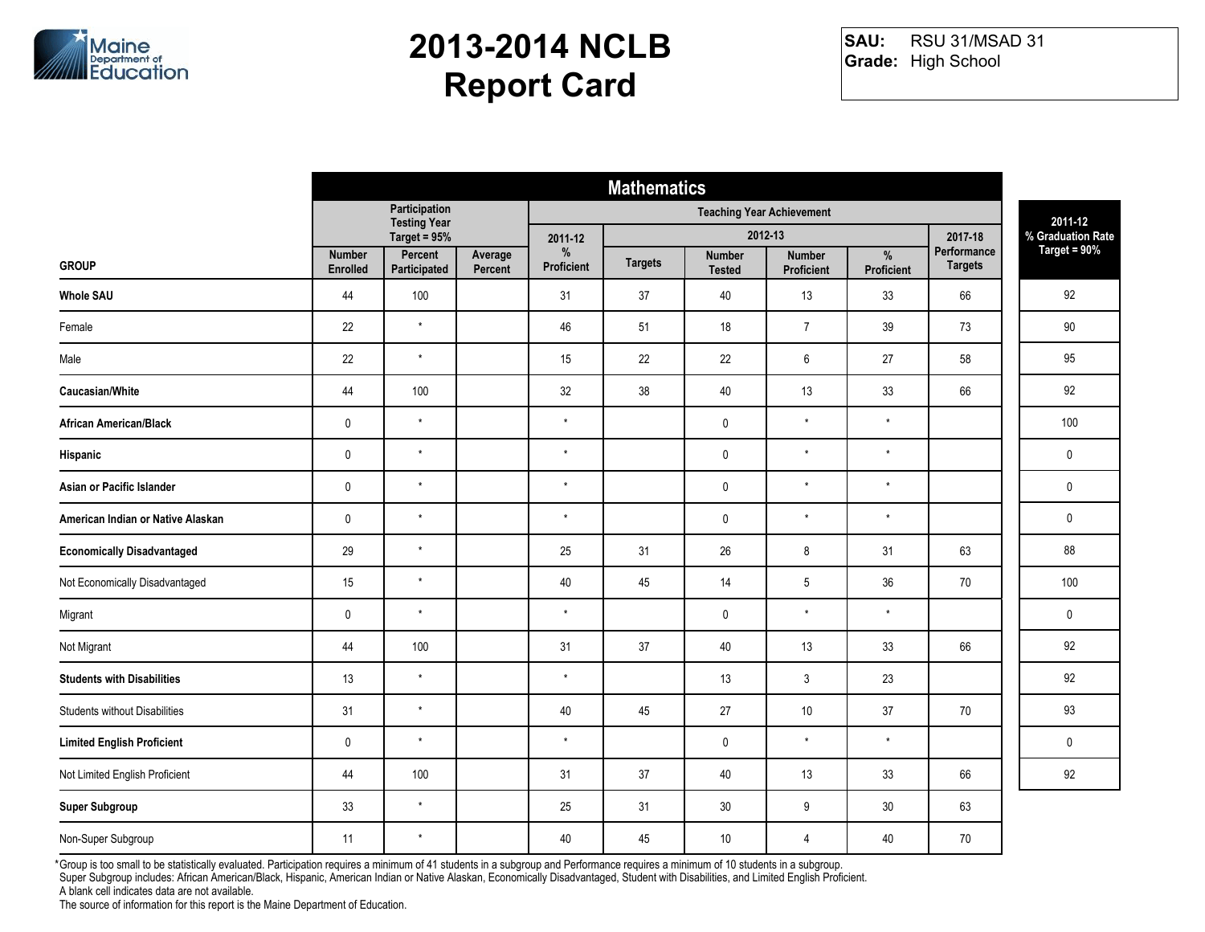# 2013-2014 NCLB Report Card

**SAU:** RSU 31/MSAD 31
**Grade:** High School

| GROUP | Mathematics | | | | | | | | | 2011-12 % Graduation Rate Target = 90% |
|---|---|---|---|---|---|---|---|---|---|---|
| | Participation Testing Year Target = 95% | | | Teaching Year Achievement | | | | | | |
| | | | | 2011-12 | 2012-13 | | | | 2017-18 | |
| | Number Enrolled | Percent Participated | Average Percent | % Proficient | Targets | Number Tested | Number Proficient | % Proficient | Performance Targets | |
| **Whole SAU** | 44 | 100 | | 31 | 37 | 40 | 13 | 33 | 66 | 92 |
| Female | 22 | * | | 46 | 51 | 18 | 7 | 39 | 73 | 90 |
| Male | 22 | * | | 15 | 22 | 22 | 6 | 27 | 58 | 95 |
| **Caucasian/White** | 44 | 100 | | 32 | 38 | 40 | 13 | 33 | 66 | 92 |
| **African American/Black** | 0 | * | | * | | 0 | * | * | | 100 |
| **Hispanic** | 0 | * | | * | | 0 | * | * | | 0 |
| **Asian or Pacific Islander** | 0 | * | | * | | 0 | * | * | | 0 |
| **American Indian or Native Alaskan** | 0 | * | | * | | 0 | * | * | | 0 |
| **Economically Disadvantaged** | 29 | * | | 25 | 31 | 26 | 8 | 31 | 63 | 88 |
| Not Economically Disadvantaged | 15 | * | | 40 | 45 | 14 | 5 | 36 | 70 | 100 |
| Migrant | 0 | * | | * | | 0 | * | * | | 0 |
| Not Migrant | 44 | 100 | | 31 | 37 | 40 | 13 | 33 | 66 | 92 |
| **Students with Disabilities** | 13 | * | | * | | 13 | 3 | 23 | | 92 |
| Students without Disabilities | 31 | * | | 40 | 45 | 27 | 10 | 37 | 70 | 93 |
| **Limited English Proficient** | 0 | * | | * | | 0 | * | * | | 0 |
| Not Limited English Proficient | 44 | 100 | | 31 | 37 | 40 | 13 | 33 | 66 | 92 |
| **Super Subgroup** | 33 | * | | 25 | 31 | 30 | 9 | 30 | 63 | |
| Non-Super Subgroup | 11 | * | | 40 | 45 | 10 | 4 | 40 | 70 | |

*Group is too small to be statistically evaluated. Participation requires a minimum of 41 students in a subgroup and Performance requires a minimum of 10 students in a subgroup.
Super Subgroup includes: African American/Black, Hispanic, American Indian or Native Alaskan, Economically Disadvantaged, Student with Disabilities, and Limited English Proficient.
A blank cell indicates data are not available.
The source of information for this report is the Maine Department of Education.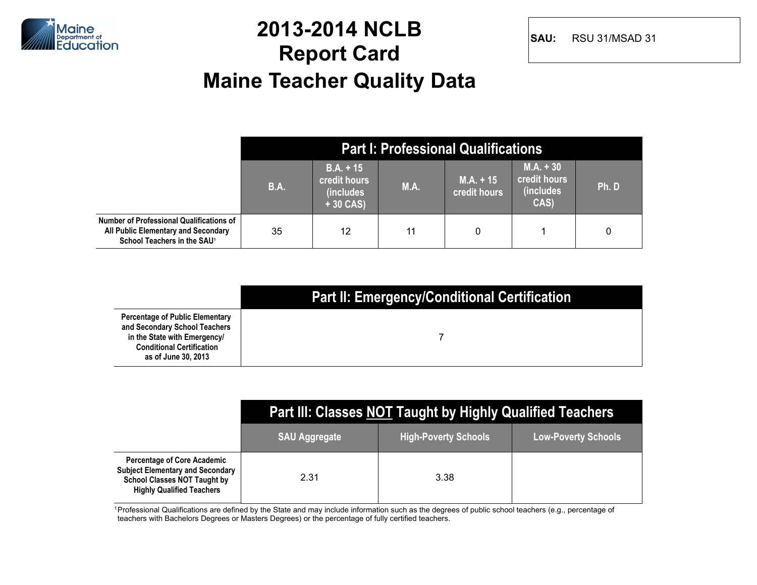Maine Department of Education

# 2013-2014 NCLB Report Card

# Maine Teacher Quality Data

**SAU:** RSU 31/MSAD 31

| | Part I: Professional Qualifications | | | | | |
|---|---|---|---|---|---|---|
| | B.A. | B.A. + 15 credit hours (includes + 30 CAS) | M.A. | M.A. + 15 credit hours | M.A. + 30 credit hours (includes CAS) | Ph. D |
| Number of Professional Qualifications of All Public Elementary and Secondary School Teachers in the SAU[1] | 35 | 12 | 11 | 0 | 1 | 0 |

| | Part II: Emergency/Conditional Certification |
|---|---|
| Percentage of Public Elementary and Secondary School Teachers in the State with Emergency/ Conditional Certification as of June 30, 2013 | 7 |

| | Part III: Classes NOT Taught by Highly Qualified Teachers | | |
|---|---|---|---|
| | SAU Aggregate | High-Poverty Schools | Low-Poverty Schools |
| Percentage of Core Academic Subject Elementary and Secondary School Classes NOT Taught by Highly Qualified Teachers | 2.31 | 3.38 | |

[1] Professional Qualifications are defined by the State and may include information such as the degrees of public school teachers (e.g., percentage of teachers with Bachelors Degrees or Masters Degrees) or the percentage of fully certified teachers.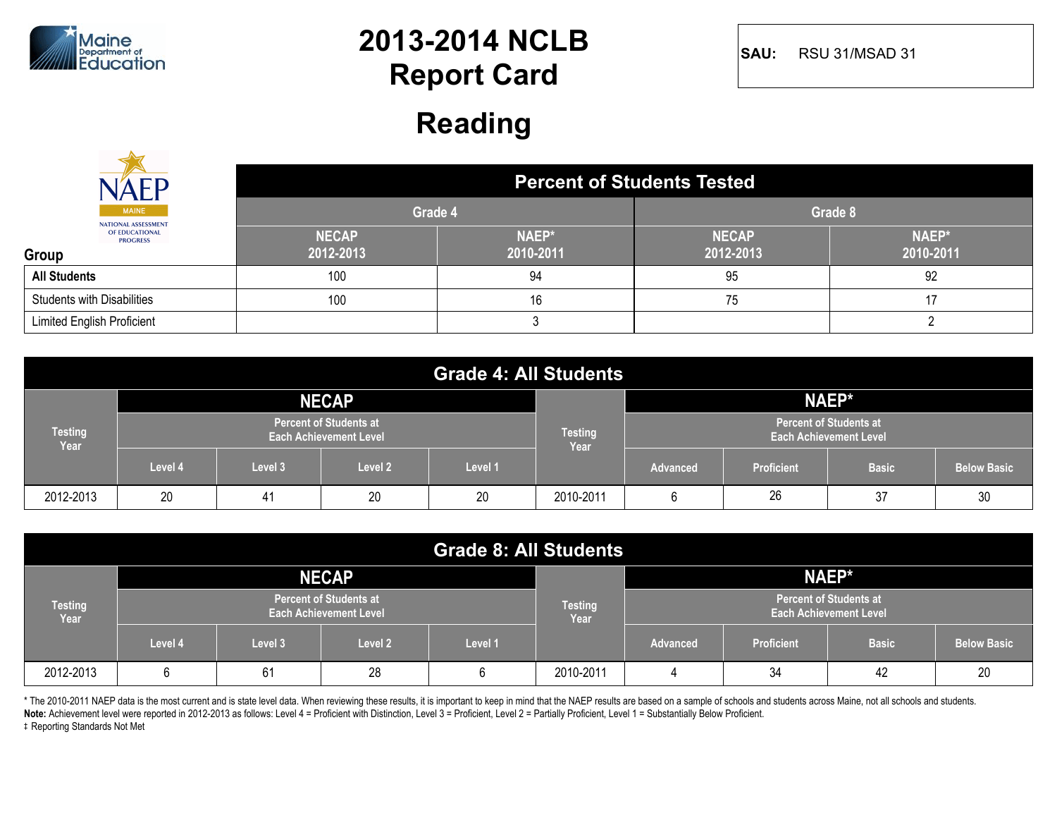# 2013-2014 NCLB Report Card

**SAU:** RSU 31/MSAD 31

## Reading

| Group | Percent of Students Tested | | | |
|---|---|---|---|---|
| | Grade 4 | | Grade 8 | |
| | NECAP 2012-2013 | NAEP* 2010-2011 | NECAP 2012-2013 | NAEP* 2010-2011 |
| **All Students** | 100 | 94 | 95 | 92 |
| Students with Disabilities | 100 | 16 | 75 | 17 |
| Limited English Proficient | | 3 | | 2 |

### Grade 4: All Students

| Testing Year | NECAP | | | | Testing Year | NAEP* | | | |
|---|---|---|---|---|---|---|---|---|---|
| | Percent of Students at Each Achievement Level | | | | | Percent of Students at Each Achievement Level | | | |
| | Level 4 | Level 3 | Level 2 | Level 1 | | Advanced | Proficient | Basic | Below Basic |
| 2012-2013 | 20 | 41 | 20 | 20 | 2010-2011 | 6 | 26 | 37 | 30 |

### Grade 8: All Students

| Testing Year | NECAP | | | | Testing Year | NAEP* | | | |
|---|---|---|---|---|---|---|---|---|---|
| | Percent of Students at Each Achievement Level | | | | | Percent of Students at Each Achievement Level | | | |
| | Level 4 | Level 3 | Level 2 | Level 1 | | Advanced | Proficient | Basic | Below Basic |
| 2012-2013 | 6 | 61 | 28 | 6 | 2010-2011 | 4 | 34 | 42 | 20 |

* The 2010-2011 NAEP data is the most current and is state level data. When reviewing these results, it is important to keep in mind that the NAEP results are based on a sample of schools and students across Maine, not all schools and students.

**Note:** Achievement level were reported in 2012-2013 as follows: Level 4 = Proficient with Distinction, Level 3 = Proficient, Level 2 = Partially Proficient, Level 1 = Substantially Below Proficient.

‡ Reporting Standards Not Met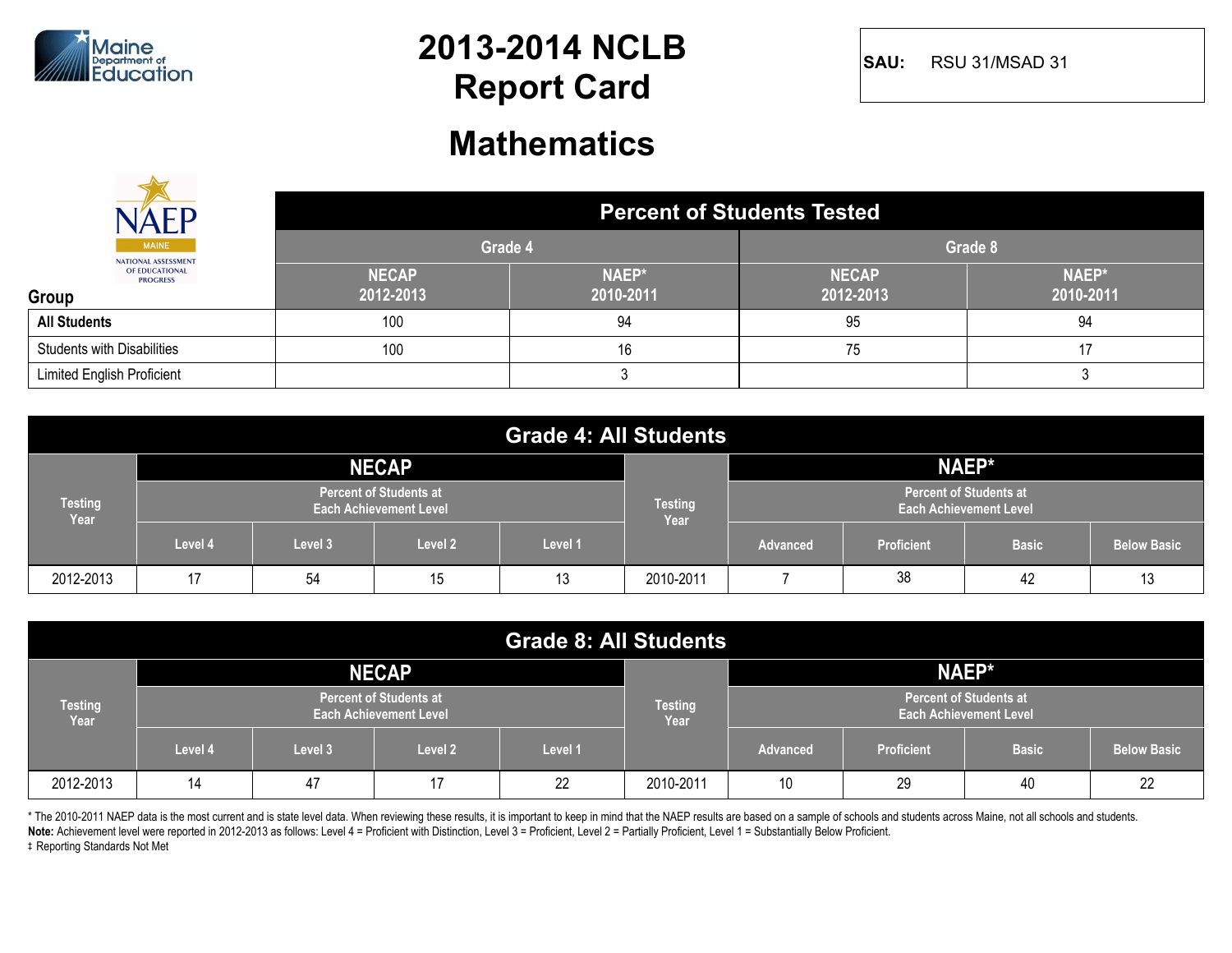# 2013-2014 NCLB Report Card

**SAU:** RSU 31/MSAD 31

## Mathematics

| Group | Percent of Students Tested | | | |
|---|---|---|---|---|
| | Grade 4 | | Grade 8 | |
| | NECAP 2012-2013 | NAEP* 2010-2011 | NECAP 2012-2013 | NAEP* 2010-2011 |
| **All Students** | 100 | 94 | 95 | 94 |
| Students with Disabilities | 100 | 16 | 75 | 17 |
| Limited English Proficient | | 3 | | 3 |

### Grade 4: All Students

| Testing Year | NECAP | | | | Testing Year | NAEP* | | | |
|---|---|---|---|---|---|---|---|---|---|
| | Percent of Students at Each Achievement Level | | | | | Percent of Students at Each Achievement Level | | | |
| | Level 4 | Level 3 | Level 2 | Level 1 | | Advanced | Proficient | Basic | Below Basic |
| 2012-2013 | 17 | 54 | 15 | 13 | 2010-2011 | 7 | 38 | 42 | 13 |

### Grade 8: All Students

| Testing Year | NECAP | | | | Testing Year | NAEP* | | | |
|---|---|---|---|---|---|---|---|---|---|
| | Percent of Students at Each Achievement Level | | | | | Percent of Students at Each Achievement Level | | | |
| | Level 4 | Level 3 | Level 2 | Level 1 | | Advanced | Proficient | Basic | Below Basic |
| 2012-2013 | 14 | 47 | 17 | 22 | 2010-2011 | 10 | 29 | 40 | 22 |

* The 2010-2011 NAEP data is the most current and is state level data. When reviewing these results, it is important to keep in mind that the NAEP results are based on a sample of schools and students across Maine, not all schools and students.

**Note:** Achievement level were reported in 2012-2013 as follows: Level 4 = Proficient with Distinction, Level 3 = Proficient, Level 2 = Partially Proficient, Level 1 = Substantially Below Proficient.

‡ Reporting Standards Not Met